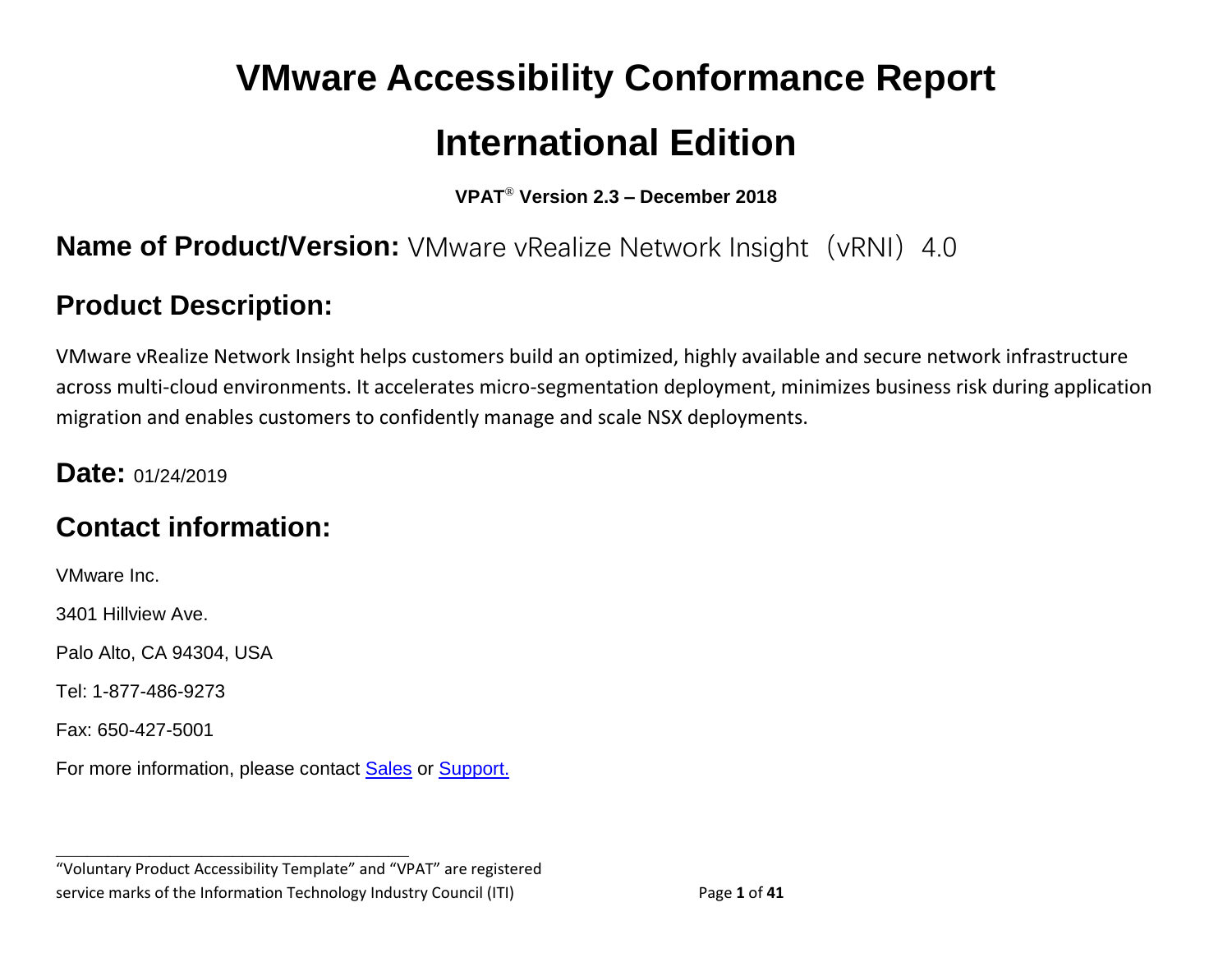# VMware Accessibility Conformance Report

# International Edition

**VPAT® Version 2.3 – December 2018**

## Name of Product/Version: VMware vRealize Network Insight（vRNI）4.0

## Product Description:

VMware vRealize Network Insight helps customers build an optimized, highly available and secure network infrastructure across multi-cloud environments. It accelerates micro-segmentation deployment, minimizes business risk during application migration and enables customers to confidently manage and scale NSX deployments.

## Date: 01/24/2019

## Contact information:

VMware Inc.

3401 Hillview Ave.

Palo Alto, CA 94304, USA

Tel: 1-877-486-9273

Fax: 650-427-5001

For more information, please contact Sales or Support.

---

"Voluntary Product Accessibility Template" and "VPAT" are registered service marks of the Information Technology Industry Council (ITI)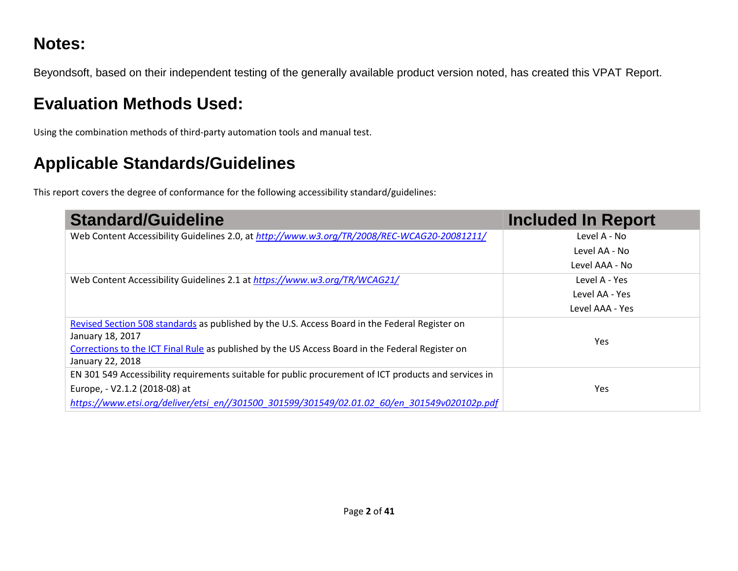## Notes:

Beyondsoft, based on their independent testing of the generally available product version noted, has created this VPAT Report.

## Evaluation Methods Used:

Using the combination methods of third-party automation tools and manual test.

## Applicable Standards/Guidelines

This report covers the degree of conformance for the following accessibility standard/guidelines:

| Standard/Guideline | Included In Report |
|---|---|
| Web Content Accessibility Guidelines 2.0, at *http://www.w3.org/TR/2008/REC-WCAG20-20081211/* | Level A - No<br>Level AA - No<br>Level AAA - No |
| Web Content Accessibility Guidelines 2.1 at *https://www.w3.org/TR/WCAG21/* | Level A - Yes<br>Level AA - Yes<br>Level AAA - Yes |
| Revised Section 508 standards as published by the U.S. Access Board in the Federal Register on January 18, 2017<br>Corrections to the ICT Final Rule as published by the US Access Board in the Federal Register on January 22, 2018 | Yes |
| EN 301 549 Accessibility requirements suitable for public procurement of ICT products and services in Europe, - V2.1.2 (2018-08) at *https://www.etsi.org/deliver/etsi_en//301500_301599/301549/02.01.02_60/en_301549v020102p.pdf* | Yes |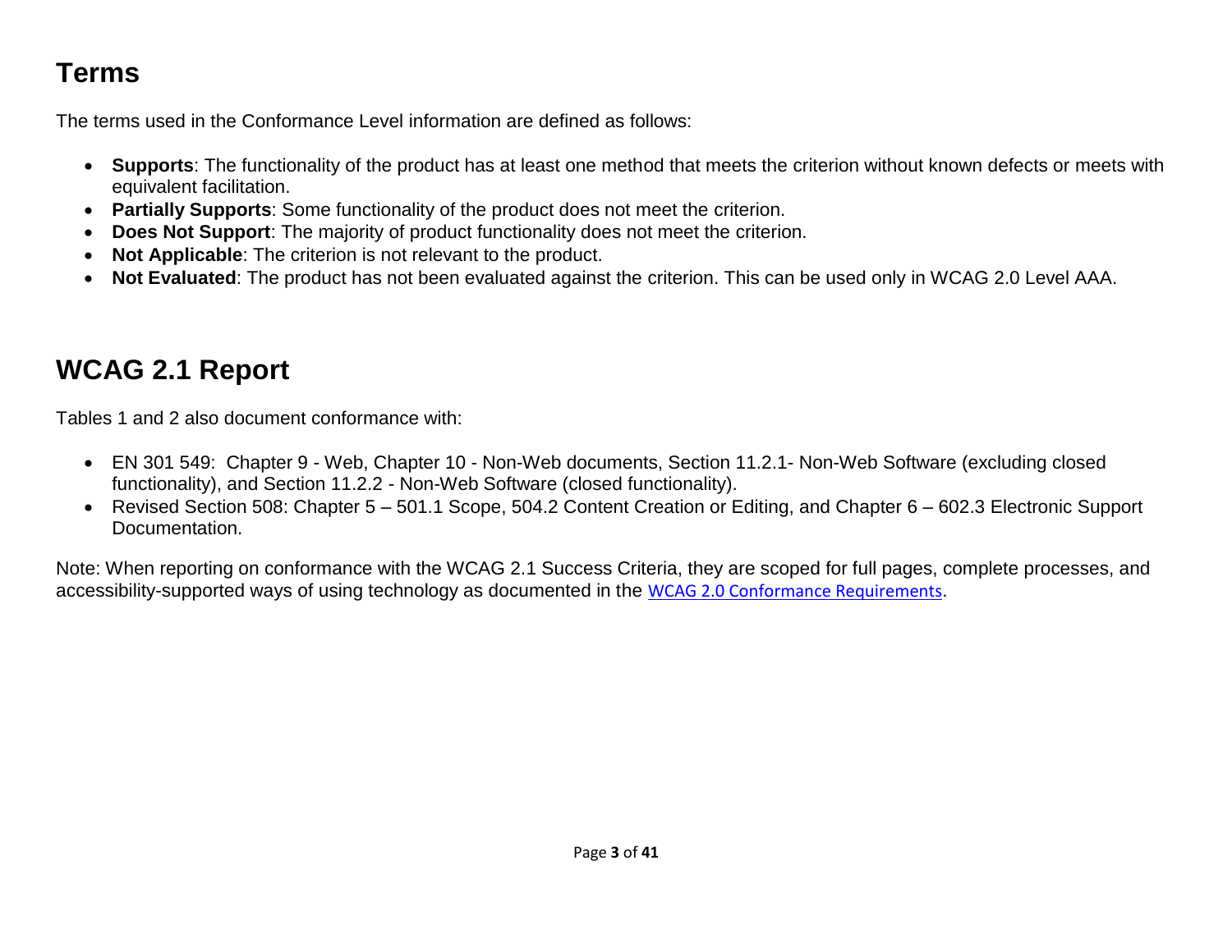## Terms

The terms used in the Conformance Level information are defined as follows:

- **Supports**: The functionality of the product has at least one method that meets the criterion without known defects or meets with equivalent facilitation.
- **Partially Supports**: Some functionality of the product does not meet the criterion.
- **Does Not Support**: The majority of product functionality does not meet the criterion.
- **Not Applicable**: The criterion is not relevant to the product.
- **Not Evaluated**: The product has not been evaluated against the criterion. This can be used only in WCAG 2.0 Level AAA.

## WCAG 2.1 Report

Tables 1 and 2 also document conformance with:

- EN 301 549: Chapter 9 - Web, Chapter 10 - Non-Web documents, Section 11.2.1- Non-Web Software (excluding closed functionality), and Section 11.2.2 - Non-Web Software (closed functionality).
- Revised Section 508: Chapter 5 – 501.1 Scope, 504.2 Content Creation or Editing, and Chapter 6 – 602.3 Electronic Support Documentation.

Note: When reporting on conformance with the WCAG 2.1 Success Criteria, they are scoped for full pages, complete processes, and accessibility-supported ways of using technology as documented in the WCAG 2.0 Conformance Requirements.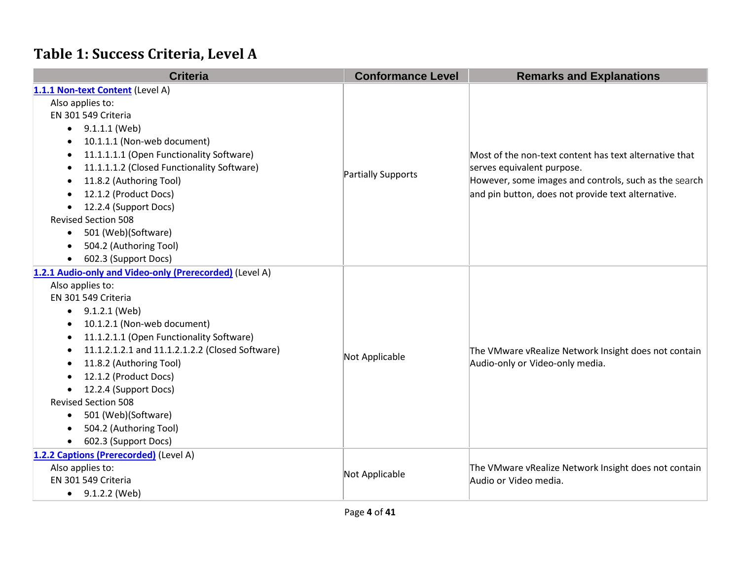## Table 1: Success Criteria, Level A

| Criteria | Conformance Level | Remarks and Explanations |
|---|---|---|
| **1.1.1 Non-text Content** (Level A)<br>Also applies to:<br>EN 301 549 Criteria<br>• 9.1.1.1 (Web)<br>• 10.1.1.1 (Non-web document)<br>• 11.1.1.1.1 (Open Functionality Software)<br>• 11.1.1.1.2 (Closed Functionality Software)<br>• 11.8.2 (Authoring Tool)<br>• 12.1.2 (Product Docs)<br>• 12.2.4 (Support Docs)<br>Revised Section 508<br>• 501 (Web)(Software)<br>• 504.2 (Authoring Tool)<br>• 602.3 (Support Docs) | Partially Supports | Most of the non-text content has text alternative that serves equivalent purpose.<br>However, some images and controls, such as the search and pin button, does not provide text alternative. |
| **1.2.1 Audio-only and Video-only (Prerecorded)** (Level A)<br>Also applies to:<br>EN 301 549 Criteria<br>• 9.1.2.1 (Web)<br>• 10.1.2.1 (Non-web document)<br>• 11.1.2.1.1 (Open Functionality Software)<br>• 11.1.2.1.2.1 and 11.1.2.1.2.2 (Closed Software)<br>• 11.8.2 (Authoring Tool)<br>• 12.1.2 (Product Docs)<br>• 12.2.4 (Support Docs)<br>Revised Section 508<br>• 501 (Web)(Software)<br>• 504.2 (Authoring Tool)<br>• 602.3 (Support Docs) | Not Applicable | The VMware vRealize Network Insight does not contain Audio-only or Video-only media. |
| **1.2.2 Captions (Prerecorded)** (Level A)<br>Also applies to:<br>EN 301 549 Criteria<br>• 9.1.2.2 (Web) | Not Applicable | The VMware vRealize Network Insight does not contain Audio or Video media. |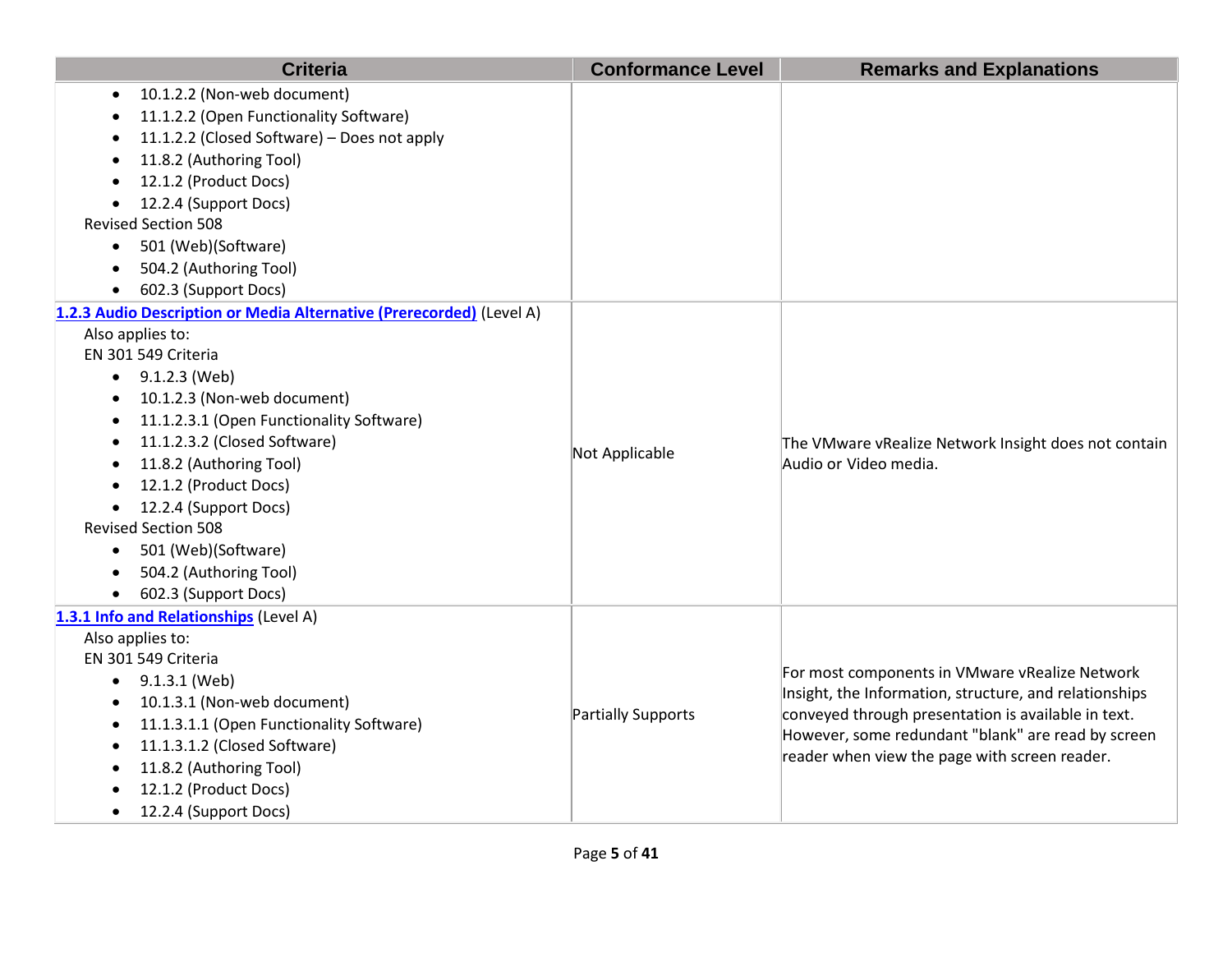| Criteria | Conformance Level | Remarks and Explanations |
|---|---|---|
| • 10.1.2.2 (Non-web document)<br>• 11.1.2.2 (Open Functionality Software)<br>• 11.1.2.2 (Closed Software) – Does not apply<br>• 11.8.2 (Authoring Tool)<br>• 12.1.2 (Product Docs)<br>• 12.2.4 (Support Docs)<br>Revised Section 508<br>• 501 (Web)(Software)<br>• 504.2 (Authoring Tool)<br>• 602.3 (Support Docs) | | |
| **1.2.3 Audio Description or Media Alternative (Prerecorded)** (Level A)<br>Also applies to:<br>EN 301 549 Criteria<br>• 9.1.2.3 (Web)<br>• 10.1.2.3 (Non-web document)<br>• 11.1.2.3.1 (Open Functionality Software)<br>• 11.1.2.3.2 (Closed Software)<br>• 11.8.2 (Authoring Tool)<br>• 12.1.2 (Product Docs)<br>• 12.2.4 (Support Docs)<br>Revised Section 508<br>• 501 (Web)(Software)<br>• 504.2 (Authoring Tool)<br>• 602.3 (Support Docs) | Not Applicable | The VMware vRealize Network Insight does not contain Audio or Video media. |
| **1.3.1 Info and Relationships** (Level A)<br>Also applies to:<br>EN 301 549 Criteria<br>• 9.1.3.1 (Web)<br>• 10.1.3.1 (Non-web document)<br>• 11.1.3.1.1 (Open Functionality Software)<br>• 11.1.3.1.2 (Closed Software)<br>• 11.8.2 (Authoring Tool)<br>• 12.1.2 (Product Docs)<br>• 12.2.4 (Support Docs) | Partially Supports | For most components in VMware vRealize Network Insight, the Information, structure, and relationships conveyed through presentation is available in text. However, some redundant "blank" are read by screen reader when view the page with screen reader. |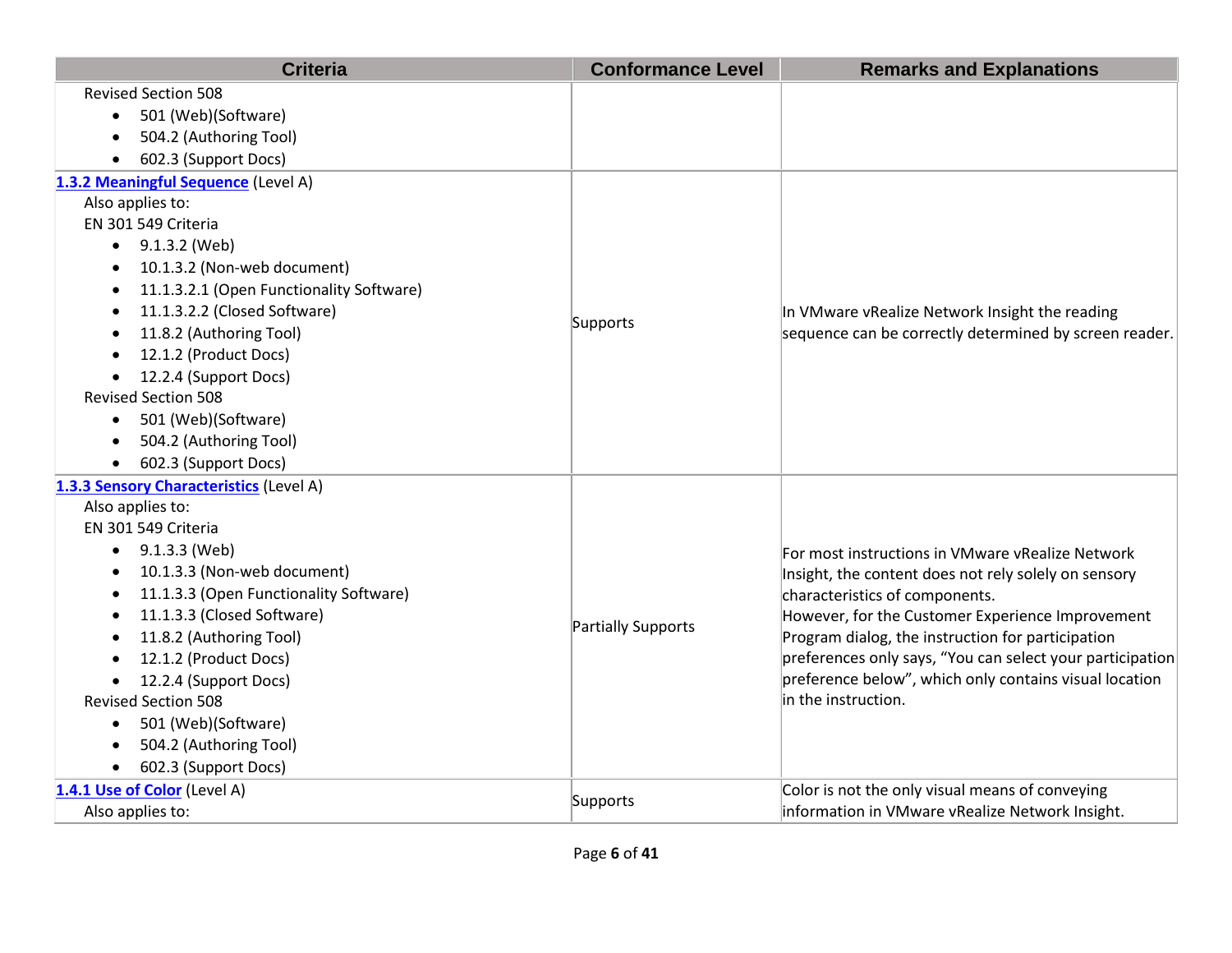| Criteria | Conformance Level | Remarks and Explanations |
|---|---|---|
| Revised Section 508<br>• 501 (Web)(Software)<br>• 504.2 (Authoring Tool)<br>• 602.3 (Support Docs) | | |
| **1.3.2 Meaningful Sequence** (Level A)<br>Also applies to:<br>EN 301 549 Criteria<br>• 9.1.3.2 (Web)<br>• 10.1.3.2 (Non-web document)<br>• 11.1.3.2.1 (Open Functionality Software)<br>• 11.1.3.2.2 (Closed Software)<br>• 11.8.2 (Authoring Tool)<br>• 12.1.2 (Product Docs)<br>• 12.2.4 (Support Docs)<br>Revised Section 508<br>• 501 (Web)(Software)<br>• 504.2 (Authoring Tool)<br>• 602.3 (Support Docs) | Supports | In VMware vRealize Network Insight the reading sequence can be correctly determined by screen reader. |
| **1.3.3 Sensory Characteristics** (Level A)<br>Also applies to:<br>EN 301 549 Criteria<br>• 9.1.3.3 (Web)<br>• 10.1.3.3 (Non-web document)<br>• 11.1.3.3 (Open Functionality Software)<br>• 11.1.3.3 (Closed Software)<br>• 11.8.2 (Authoring Tool)<br>• 12.1.2 (Product Docs)<br>• 12.2.4 (Support Docs)<br>Revised Section 508<br>• 501 (Web)(Software)<br>• 504.2 (Authoring Tool)<br>• 602.3 (Support Docs) | Partially Supports | For most instructions in VMware vRealize Network Insight, the content does not rely solely on sensory characteristics of components.<br>However, for the Customer Experience Improvement Program dialog, the instruction for participation preferences only says, “You can select your participation preference below”, which only contains visual location in the instruction. |
| **1.4.1 Use of Color** (Level A)<br>Also applies to: | Supports | Color is not the only visual means of conveying information in VMware vRealize Network Insight. |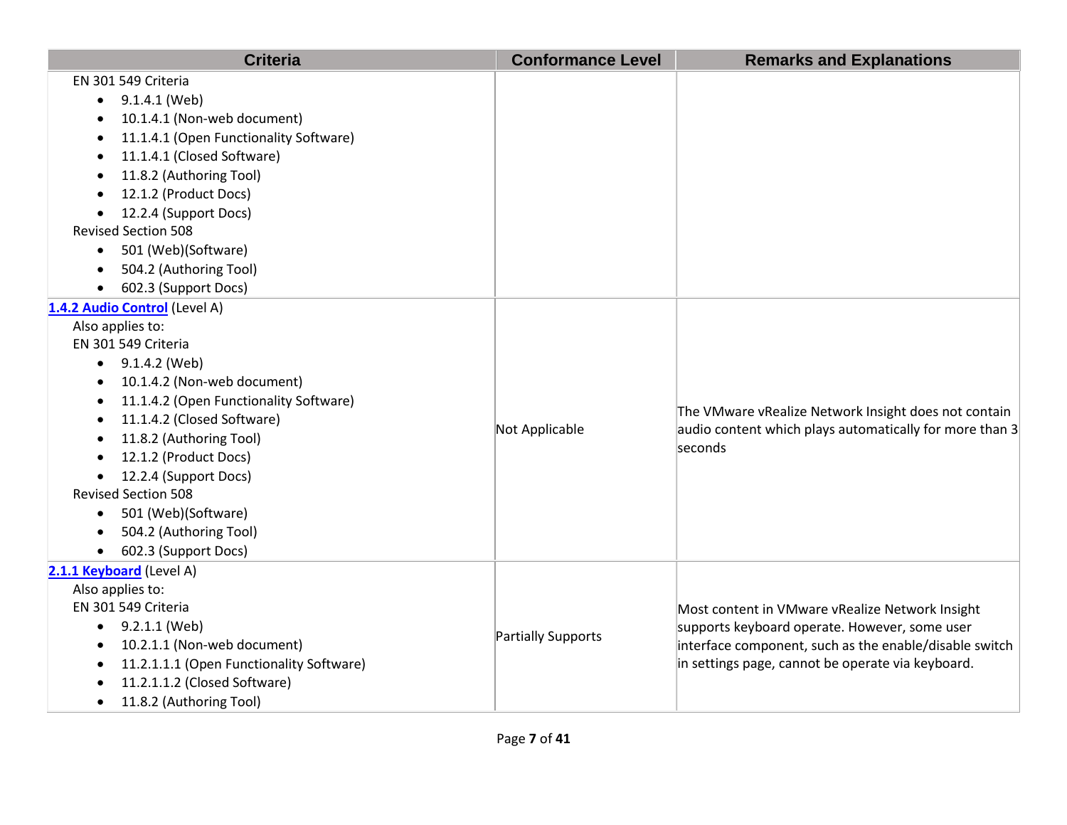| Criteria | Conformance Level | Remarks and Explanations |
|---|---|---|
| EN 301 549 Criteria<br>• 9.1.4.1 (Web)<br>• 10.1.4.1 (Non-web document)<br>• 11.1.4.1 (Open Functionality Software)<br>• 11.1.4.1 (Closed Software)<br>• 11.8.2 (Authoring Tool)<br>• 12.1.2 (Product Docs)<br>• 12.2.4 (Support Docs)<br>Revised Section 508<br>• 501 (Web)(Software)<br>• 504.2 (Authoring Tool)<br>• 602.3 (Support Docs) | | |
| **[1.4.2 Audio Control](https://www.w3.org/TR/WCAG20/#visual-audio-contrast-dis-audio)** (Level A)<br>Also applies to:<br>EN 301 549 Criteria<br>• 9.1.4.2 (Web)<br>• 10.1.4.2 (Non-web document)<br>• 11.1.4.2 (Open Functionality Software)<br>• 11.1.4.2 (Closed Software)<br>• 11.8.2 (Authoring Tool)<br>• 12.1.2 (Product Docs)<br>• 12.2.4 (Support Docs)<br>Revised Section 508<br>• 501 (Web)(Software)<br>• 504.2 (Authoring Tool)<br>• 602.3 (Support Docs) | Not Applicable | The VMware vRealize Network Insight does not contain audio content which plays automatically for more than 3 seconds |
| **[2.1.1 Keyboard](https://www.w3.org/TR/WCAG20/#keyboard-operation-keyboard-operable)** (Level A)<br>Also applies to:<br>EN 301 549 Criteria<br>• 9.2.1.1 (Web)<br>• 10.2.1.1 (Non-web document)<br>• 11.2.1.1.1 (Open Functionality Software)<br>• 11.2.1.1.2 (Closed Software)<br>• 11.8.2 (Authoring Tool) | Partially Supports | Most content in VMware vRealize Network Insight supports keyboard operate. However, some user interface component, such as the enable/disable switch in settings page, cannot be operate via keyboard. |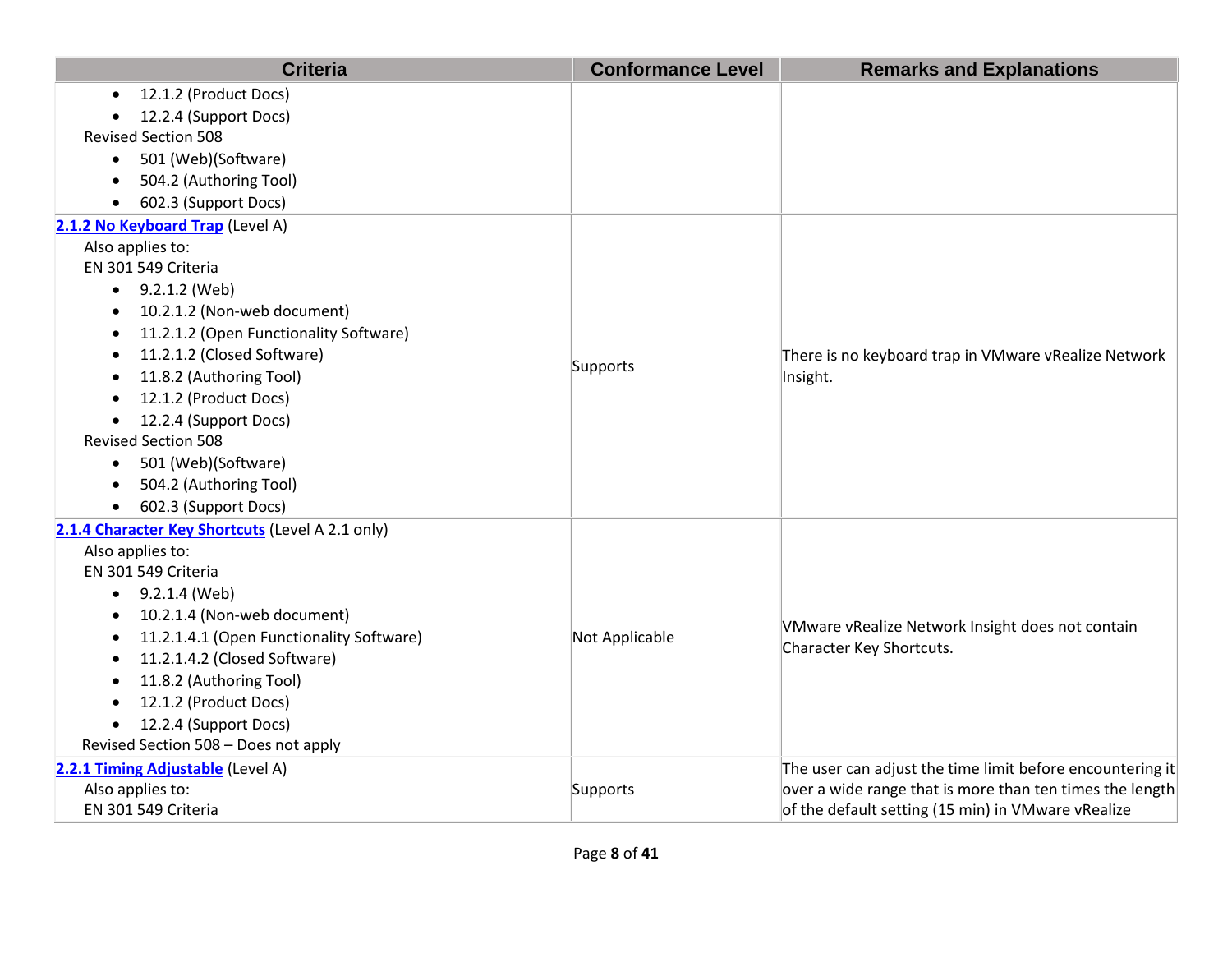| Criteria | Conformance Level | Remarks and Explanations |
| --- | --- | --- |
| <ul><li>12.1.2 (Product Docs)</li><li>12.2.4 (Support Docs)</li></ul>Revised Section 508<ul><li>501 (Web)(Software)</li><li>504.2 (Authoring Tool)</li><li>602.3 (Support Docs)</li></ul> | | |
| **2.1.2 No Keyboard Trap** (Level A)<br>Also applies to:<br>EN 301 549 Criteria<ul><li>9.2.1.2 (Web)</li><li>10.2.1.2 (Non-web document)</li><li>11.2.1.2 (Open Functionality Software)</li><li>11.2.1.2 (Closed Software)</li><li>11.8.2 (Authoring Tool)</li><li>12.1.2 (Product Docs)</li><li>12.2.4 (Support Docs)</li></ul>Revised Section 508<ul><li>501 (Web)(Software)</li><li>504.2 (Authoring Tool)</li><li>602.3 (Support Docs)</li></ul> | Supports | There is no keyboard trap in VMware vRealize Network Insight. |
| **2.1.4 Character Key Shortcuts** (Level A 2.1 only)<br>Also applies to:<br>EN 301 549 Criteria<ul><li>9.2.1.4 (Web)</li><li>10.2.1.4 (Non-web document)</li><li>11.2.1.4.1 (Open Functionality Software)</li><li>11.2.1.4.2 (Closed Software)</li><li>11.8.2 (Authoring Tool)</li><li>12.1.2 (Product Docs)</li><li>12.2.4 (Support Docs)</li></ul>Revised Section 508 – Does not apply | Not Applicable | VMware vRealize Network Insight does not contain Character Key Shortcuts. |
| **2.2.1 Timing Adjustable** (Level A)<br>Also applies to:<br>EN 301 549 Criteria | Supports | The user can adjust the time limit before encountering it over a wide range that is more than ten times the length of the default setting (15 min) in VMware vRealize |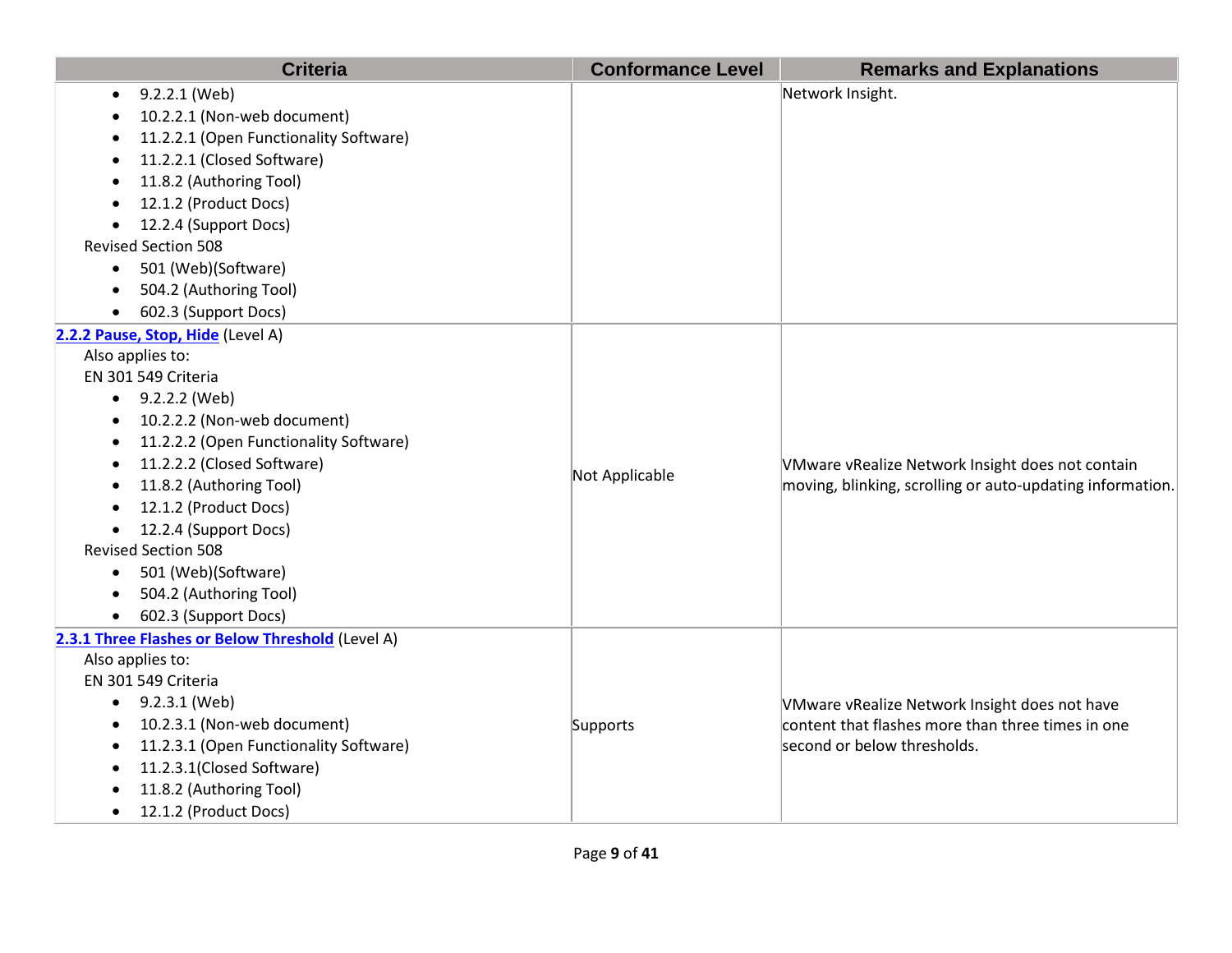| Criteria | Conformance Level | Remarks and Explanations |
|---|---|---|
| • 9.2.2.1 (Web)<br>• 10.2.2.1 (Non-web document)<br>• 11.2.2.1 (Open Functionality Software)<br>• 11.2.2.1 (Closed Software)<br>• 11.8.2 (Authoring Tool)<br>• 12.1.2 (Product Docs)<br>• 12.2.4 (Support Docs)<br>Revised Section 508<br>• 501 (Web)(Software)<br>• 504.2 (Authoring Tool)<br>• 602.3 (Support Docs) | | Network Insight. |
| **2.2.2 Pause, Stop, Hide** (Level A)<br>Also applies to:<br>EN 301 549 Criteria<br>• 9.2.2.2 (Web)<br>• 10.2.2.2 (Non-web document)<br>• 11.2.2.2 (Open Functionality Software)<br>• 11.2.2.2 (Closed Software)<br>• 11.8.2 (Authoring Tool)<br>• 12.1.2 (Product Docs)<br>• 12.2.4 (Support Docs)<br>Revised Section 508<br>• 501 (Web)(Software)<br>• 504.2 (Authoring Tool)<br>• 602.3 (Support Docs) | Not Applicable | VMware vRealize Network Insight does not contain moving, blinking, scrolling or auto-updating information. |
| **2.3.1 Three Flashes or Below Threshold** (Level A)<br>Also applies to:<br>EN 301 549 Criteria<br>• 9.2.3.1 (Web)<br>• 10.2.3.1 (Non-web document)<br>• 11.2.3.1 (Open Functionality Software)<br>• 11.2.3.1(Closed Software)<br>• 11.8.2 (Authoring Tool)<br>• 12.1.2 (Product Docs) | Supports | VMware vRealize Network Insight does not have content that flashes more than three times in one second or below thresholds. |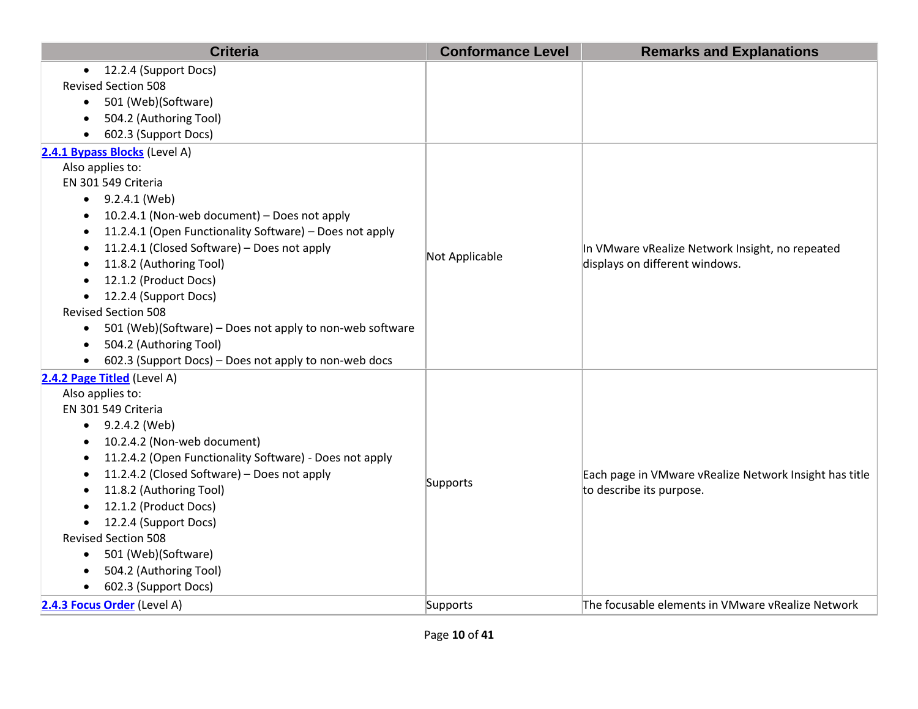| Criteria | Conformance Level | Remarks and Explanations |
|---|---|---|
| <ul><li>12.2.4 (Support Docs)</li></ul>Revised Section 508<ul><li>501 (Web)(Software)</li><li>504.2 (Authoring Tool)</li><li>602.3 (Support Docs)</li></ul> | | |
| **2.4.1 Bypass Blocks** (Level A)<br>Also applies to:<br>EN 301 549 Criteria<ul><li>9.2.4.1 (Web)</li><li>10.2.4.1 (Non-web document) – Does not apply</li><li>11.2.4.1 (Open Functionality Software) – Does not apply</li><li>11.2.4.1 (Closed Software) – Does not apply</li><li>11.8.2 (Authoring Tool)</li><li>12.1.2 (Product Docs)</li><li>12.2.4 (Support Docs)</li></ul>Revised Section 508<ul><li>501 (Web)(Software) – Does not apply to non-web software</li><li>504.2 (Authoring Tool)</li><li>602.3 (Support Docs) – Does not apply to non-web docs</li></ul> | Not Applicable | In VMware vRealize Network Insight, no repeated displays on different windows. |
| **2.4.2 Page Titled** (Level A)<br>Also applies to:<br>EN 301 549 Criteria<ul><li>9.2.4.2 (Web)</li><li>10.2.4.2 (Non-web document)</li><li>11.2.4.2 (Open Functionality Software) - Does not apply</li><li>11.2.4.2 (Closed Software) – Does not apply</li><li>11.8.2 (Authoring Tool)</li><li>12.1.2 (Product Docs)</li><li>12.2.4 (Support Docs)</li></ul>Revised Section 508<ul><li>501 (Web)(Software)</li><li>504.2 (Authoring Tool)</li><li>602.3 (Support Docs)</li></ul> | Supports | Each page in VMware vRealize Network Insight has title to describe its purpose. |
| **2.4.3 Focus Order** (Level A) | Supports | The focusable elements in VMware vRealize Network |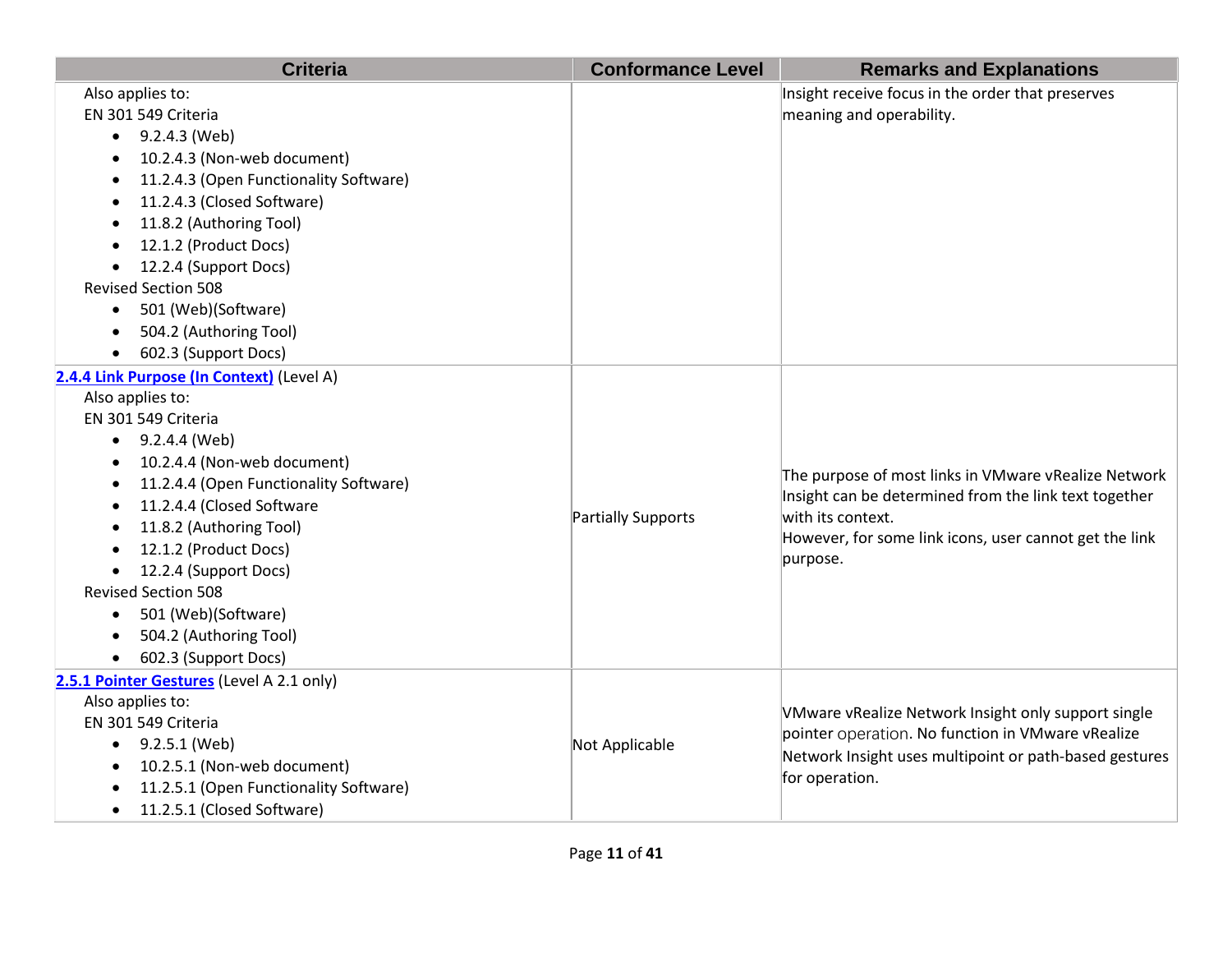| Criteria | Conformance Level | Remarks and Explanations |
|---|---|---|
| Also applies to:<br>EN 301 549 Criteria<br>• 9.2.4.3 (Web)<br>• 10.2.4.3 (Non-web document)<br>• 11.2.4.3 (Open Functionality Software)<br>• 11.2.4.3 (Closed Software)<br>• 11.8.2 (Authoring Tool)<br>• 12.1.2 (Product Docs)<br>• 12.2.4 (Support Docs)<br>Revised Section 508<br>• 501 (Web)(Software)<br>• 504.2 (Authoring Tool)<br>• 602.3 (Support Docs) | | Insight receive focus in the order that preserves meaning and operability. |
| [2.4.4 Link Purpose (In Context)]() (Level A)<br>Also applies to:<br>EN 301 549 Criteria<br>• 9.2.4.4 (Web)<br>• 10.2.4.4 (Non-web document)<br>• 11.2.4.4 (Open Functionality Software)<br>• 11.2.4.4 (Closed Software<br>• 11.8.2 (Authoring Tool)<br>• 12.1.2 (Product Docs)<br>• 12.2.4 (Support Docs)<br>Revised Section 508<br>• 501 (Web)(Software)<br>• 504.2 (Authoring Tool)<br>• 602.3 (Support Docs) | Partially Supports | The purpose of most links in VMware vRealize Network Insight can be determined from the link text together with its context.<br>However, for some link icons, user cannot get the link purpose. |
| [2.5.1 Pointer Gestures]() (Level A 2.1 only)<br>Also applies to:<br>EN 301 549 Criteria<br>• 9.2.5.1 (Web)<br>• 10.2.5.1 (Non-web document)<br>• 11.2.5.1 (Open Functionality Software)<br>• 11.2.5.1 (Closed Software) | Not Applicable | VMware vRealize Network Insight only support single pointer operation. No function in VMware vRealize Network Insight uses multipoint or path-based gestures for operation. |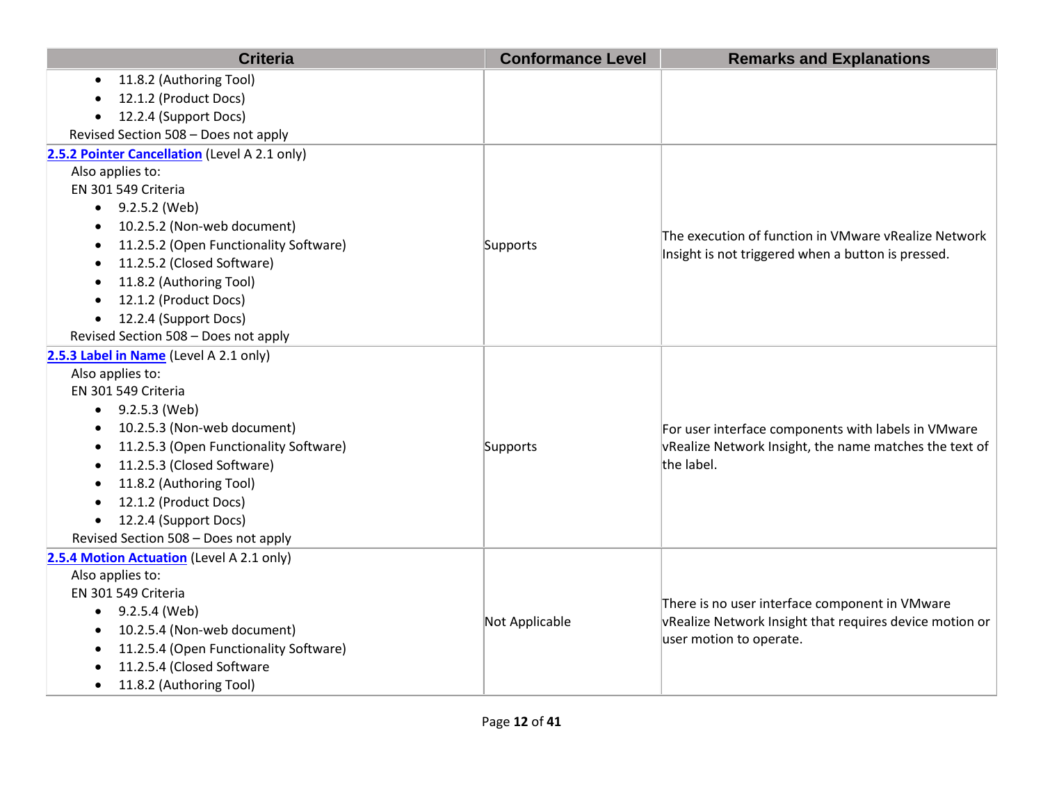| Criteria | Conformance Level | Remarks and Explanations |
| --- | --- | --- |
| • 11.8.2 (Authoring Tool)<br>• 12.1.2 (Product Docs)<br>• 12.2.4 (Support Docs)<br>Revised Section 508 – Does not apply | | |
| **2.5.2 Pointer Cancellation** (Level A 2.1 only)<br>Also applies to:<br>EN 301 549 Criteria<br>• 9.2.5.2 (Web)<br>• 10.2.5.2 (Non-web document)<br>• 11.2.5.2 (Open Functionality Software)<br>• 11.2.5.2 (Closed Software)<br>• 11.8.2 (Authoring Tool)<br>• 12.1.2 (Product Docs)<br>• 12.2.4 (Support Docs)<br>Revised Section 508 – Does not apply | Supports | The execution of function in VMware vRealize Network Insight is not triggered when a button is pressed. |
| **2.5.3 Label in Name** (Level A 2.1 only)<br>Also applies to:<br>EN 301 549 Criteria<br>• 9.2.5.3 (Web)<br>• 10.2.5.3 (Non-web document)<br>• 11.2.5.3 (Open Functionality Software)<br>• 11.2.5.3 (Closed Software)<br>• 11.8.2 (Authoring Tool)<br>• 12.1.2 (Product Docs)<br>• 12.2.4 (Support Docs)<br>Revised Section 508 – Does not apply | Supports | For user interface components with labels in VMware vRealize Network Insight, the name matches the text of the label. |
| **2.5.4 Motion Actuation** (Level A 2.1 only)<br>Also applies to:<br>EN 301 549 Criteria<br>• 9.2.5.4 (Web)<br>• 10.2.5.4 (Non-web document)<br>• 11.2.5.4 (Open Functionality Software)<br>• 11.2.5.4 (Closed Software<br>• 11.8.2 (Authoring Tool) | Not Applicable | There is no user interface component in VMware vRealize Network Insight that requires device motion or user motion to operate. |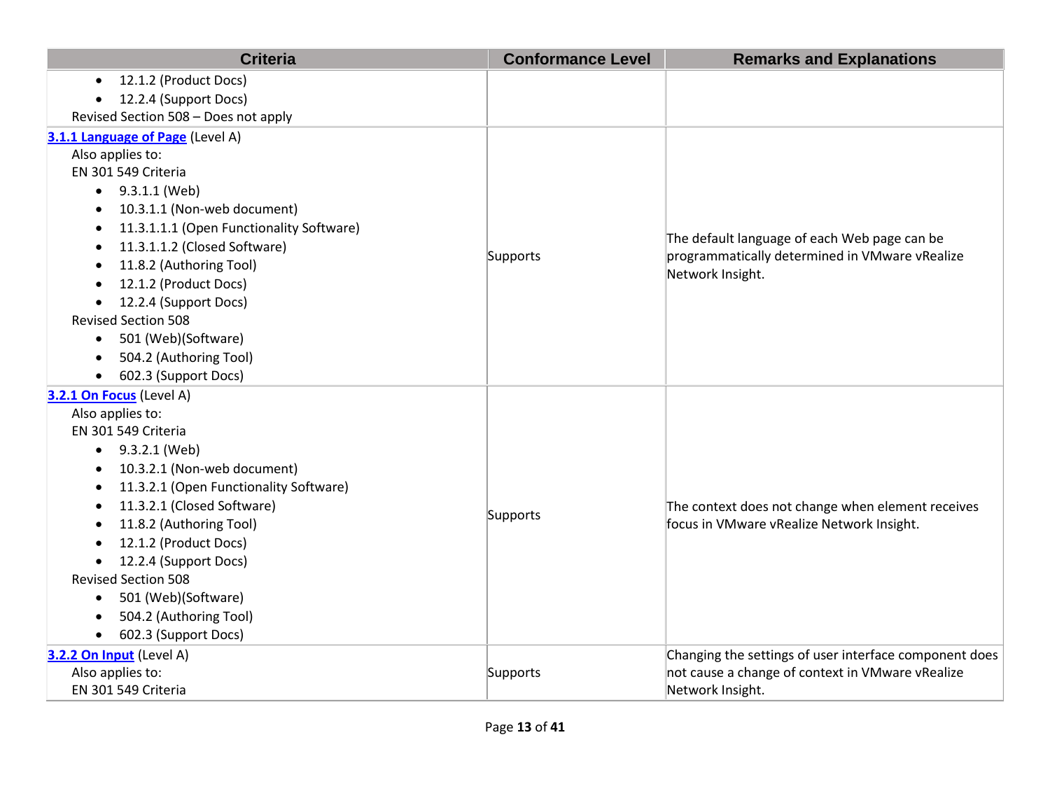| Criteria | Conformance Level | Remarks and Explanations |
| --- | --- | --- |
| <ul><li>12.1.2 (Product Docs)</li><li>12.2.4 (Support Docs)</li></ul>Revised Section 508 – Does not apply | | |
| **[3.1.1 Language of Page]()** (Level A)<br>Also applies to:<br>EN 301 549 Criteria<ul><li>9.3.1.1 (Web)</li><li>10.3.1.1 (Non-web document)</li><li>11.3.1.1.1 (Open Functionality Software)</li><li>11.3.1.1.2 (Closed Software)</li><li>11.8.2 (Authoring Tool)</li><li>12.1.2 (Product Docs)</li><li>12.2.4 (Support Docs)</li></ul>Revised Section 508<ul><li>501 (Web)(Software)</li><li>504.2 (Authoring Tool)</li><li>602.3 (Support Docs)</li></ul> | Supports | The default language of each Web page can be programmatically determined in VMware vRealize Network Insight. |
| **[3.2.1 On Focus]()** (Level A)<br>Also applies to:<br>EN 301 549 Criteria<ul><li>9.3.2.1 (Web)</li><li>10.3.2.1 (Non-web document)</li><li>11.3.2.1 (Open Functionality Software)</li><li>11.3.2.1 (Closed Software)</li><li>11.8.2 (Authoring Tool)</li><li>12.1.2 (Product Docs)</li><li>12.2.4 (Support Docs)</li></ul>Revised Section 508<ul><li>501 (Web)(Software)</li><li>504.2 (Authoring Tool)</li><li>602.3 (Support Docs)</li></ul> | Supports | The context does not change when element receives focus in VMware vRealize Network Insight. |
| **[3.2.2 On Input]()** (Level A)<br>Also applies to:<br>EN 301 549 Criteria | Supports | Changing the settings of user interface component does not cause a change of context in VMware vRealize Network Insight. |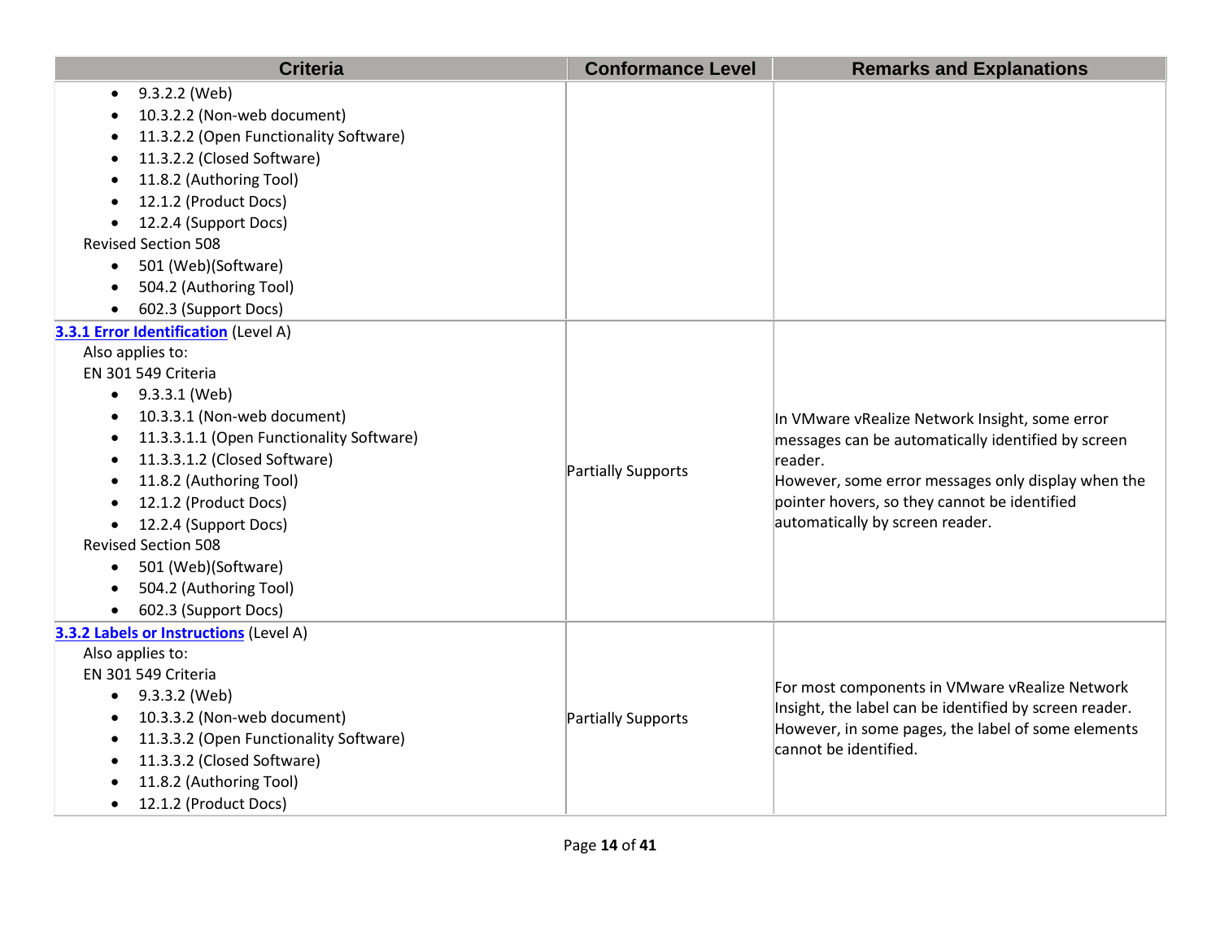| Criteria | Conformance Level | Remarks and Explanations |
| --- | --- | --- |
| • 9.3.2.2 (Web)<br>• 10.3.2.2 (Non-web document)<br>• 11.3.2.2 (Open Functionality Software)<br>• 11.3.2.2 (Closed Software)<br>• 11.8.2 (Authoring Tool)<br>• 12.1.2 (Product Docs)<br>• 12.2.4 (Support Docs)<br>Revised Section 508<br>• 501 (Web)(Software)<br>• 504.2 (Authoring Tool)<br>• 602.3 (Support Docs) | | |
| **3.3.1 Error Identification** (Level A)<br>Also applies to:<br>EN 301 549 Criteria<br>• 9.3.3.1 (Web)<br>• 10.3.3.1 (Non-web document)<br>• 11.3.3.1.1 (Open Functionality Software)<br>• 11.3.3.1.2 (Closed Software)<br>• 11.8.2 (Authoring Tool)<br>• 12.1.2 (Product Docs)<br>• 12.2.4 (Support Docs)<br>Revised Section 508<br>• 501 (Web)(Software)<br>• 504.2 (Authoring Tool)<br>• 602.3 (Support Docs) | Partially Supports | In VMware vRealize Network Insight, some error messages can be automatically identified by screen reader.<br>However, some error messages only display when the pointer hovers, so they cannot be identified automatically by screen reader. |
| **3.3.2 Labels or Instructions** (Level A)<br>Also applies to:<br>EN 301 549 Criteria<br>• 9.3.3.2 (Web)<br>• 10.3.3.2 (Non-web document)<br>• 11.3.3.2 (Open Functionality Software)<br>• 11.3.3.2 (Closed Software)<br>• 11.8.2 (Authoring Tool)<br>• 12.1.2 (Product Docs) | Partially Supports | For most components in VMware vRealize Network Insight, the label can be identified by screen reader. However, in some pages, the label of some elements cannot be identified. |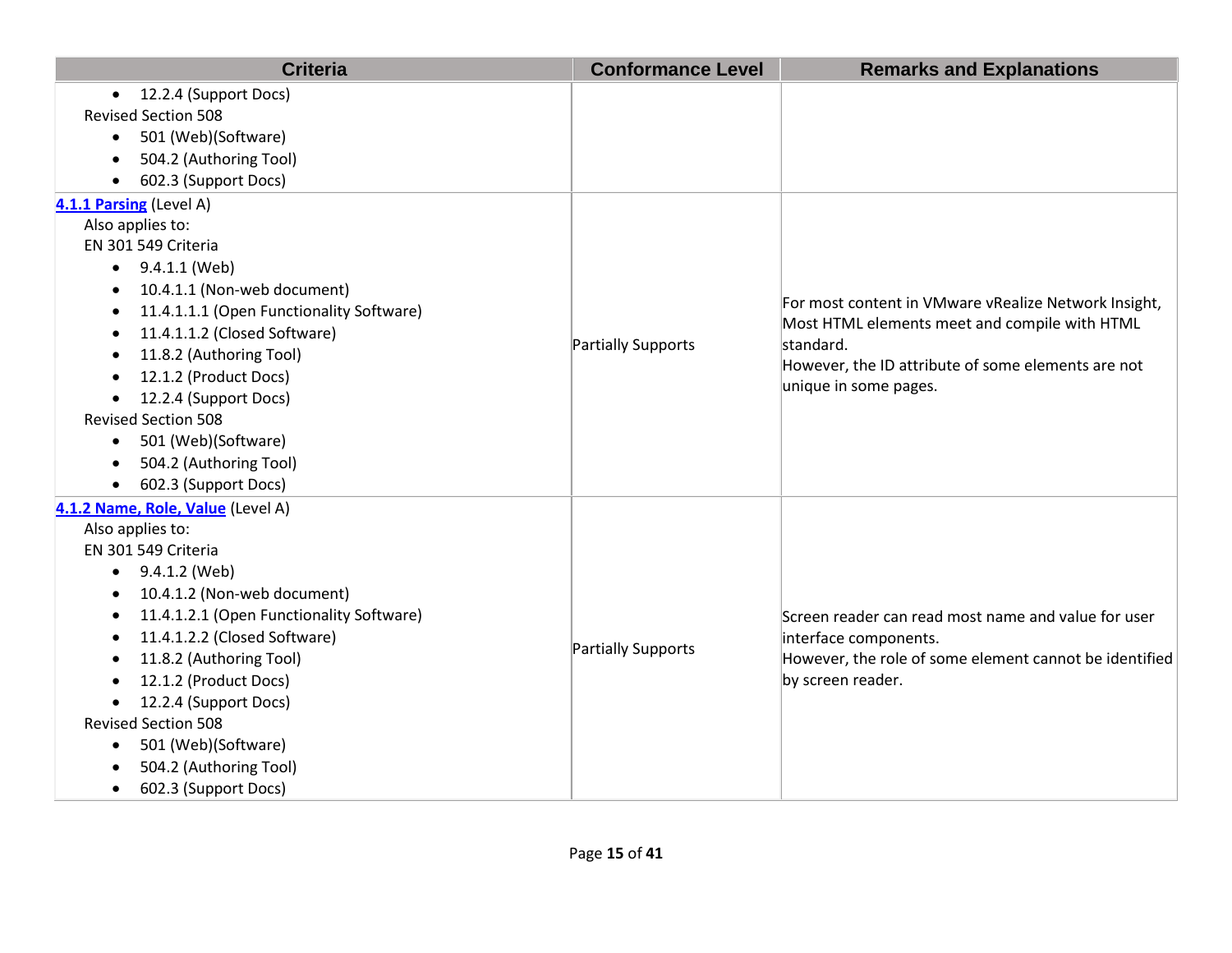| Criteria | Conformance Level | Remarks and Explanations |
|---|---|---|
| <ul><li>12.2.4 (Support Docs)</li></ul>Revised Section 508<ul><li>501 (Web)(Software)</li><li>504.2 (Authoring Tool)</li><li>602.3 (Support Docs)</li></ul> | | |
| **[4.1.1 Parsing]** (Level A)<br>Also applies to:<br>EN 301 549 Criteria<ul><li>9.4.1.1 (Web)</li><li>10.4.1.1 (Non-web document)</li><li>11.4.1.1.1 (Open Functionality Software)</li><li>11.4.1.1.2 (Closed Software)</li><li>11.8.2 (Authoring Tool)</li><li>12.1.2 (Product Docs)</li><li>12.2.4 (Support Docs)</li></ul>Revised Section 508<ul><li>501 (Web)(Software)</li><li>504.2 (Authoring Tool)</li><li>602.3 (Support Docs)</li></ul> | Partially Supports | For most content in VMware vRealize Network Insight, Most HTML elements meet and compile with HTML standard.<br>However, the ID attribute of some elements are not unique in some pages. |
| **[4.1.2 Name, Role, Value]** (Level A)<br>Also applies to:<br>EN 301 549 Criteria<ul><li>9.4.1.2 (Web)</li><li>10.4.1.2 (Non-web document)</li><li>11.4.1.2.1 (Open Functionality Software)</li><li>11.4.1.2.2 (Closed Software)</li><li>11.8.2 (Authoring Tool)</li><li>12.1.2 (Product Docs)</li><li>12.2.4 (Support Docs)</li></ul>Revised Section 508<ul><li>501 (Web)(Software)</li><li>504.2 (Authoring Tool)</li><li>602.3 (Support Docs)</li></ul> | Partially Supports | Screen reader can read most name and value for user interface components.<br>However, the role of some element cannot be identified by screen reader. |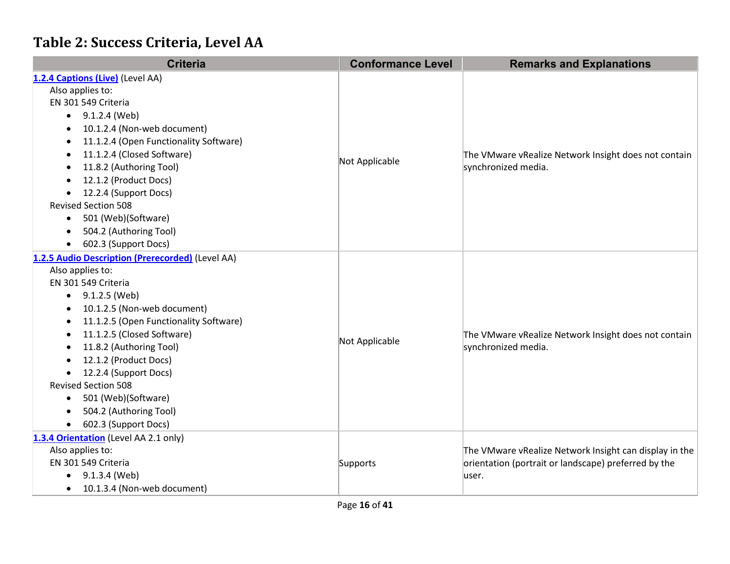## Table 2: Success Criteria, Level AA

| Criteria | Conformance Level | Remarks and Explanations |
|---|---|---|
| **1.2.4 Captions (Live)** (Level AA)<br>Also applies to:<br>EN 301 549 Criteria<br>• 9.1.2.4 (Web)<br>• 10.1.2.4 (Non-web document)<br>• 11.1.2.4 (Open Functionality Software)<br>• 11.1.2.4 (Closed Software)<br>• 11.8.2 (Authoring Tool)<br>• 12.1.2 (Product Docs)<br>• 12.2.4 (Support Docs)<br>Revised Section 508<br>• 501 (Web)(Software)<br>• 504.2 (Authoring Tool)<br>• 602.3 (Support Docs) | Not Applicable | The VMware vRealize Network Insight does not contain synchronized media. |
| **1.2.5 Audio Description (Prerecorded)** (Level AA)<br>Also applies to:<br>EN 301 549 Criteria<br>• 9.1.2.5 (Web)<br>• 10.1.2.5 (Non-web document)<br>• 11.1.2.5 (Open Functionality Software)<br>• 11.1.2.5 (Closed Software)<br>• 11.8.2 (Authoring Tool)<br>• 12.1.2 (Product Docs)<br>• 12.2.4 (Support Docs)<br>Revised Section 508<br>• 501 (Web)(Software)<br>• 504.2 (Authoring Tool)<br>• 602.3 (Support Docs) | Not Applicable | The VMware vRealize Network Insight does not contain synchronized media. |
| **1.3.4 Orientation** (Level AA 2.1 only)<br>Also applies to:<br>EN 301 549 Criteria<br>• 9.1.3.4 (Web)<br>• 10.1.3.4 (Non-web document) | Supports | The VMware vRealize Network Insight can display in the orientation (portrait or landscape) preferred by the user. |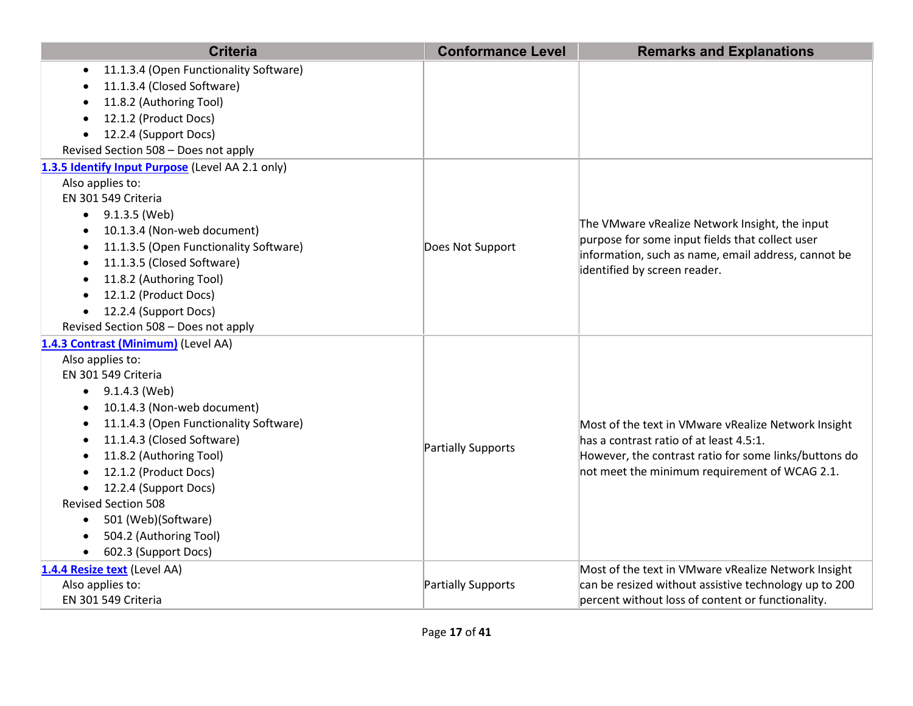| Criteria | Conformance Level | Remarks and Explanations |
|---|---|---|
| • 11.1.3.4 (Open Functionality Software)<br>• 11.1.3.4 (Closed Software)<br>• 11.8.2 (Authoring Tool)<br>• 12.1.2 (Product Docs)<br>• 12.2.4 (Support Docs)<br>Revised Section 508 – Does not apply | | |
| **1.3.5 Identify Input Purpose** (Level AA 2.1 only)<br>Also applies to:<br>EN 301 549 Criteria<br>• 9.1.3.5 (Web)<br>• 10.1.3.4 (Non-web document)<br>• 11.1.3.5 (Open Functionality Software)<br>• 11.1.3.5 (Closed Software)<br>• 11.8.2 (Authoring Tool)<br>• 12.1.2 (Product Docs)<br>• 12.2.4 (Support Docs)<br>Revised Section 508 – Does not apply | Does Not Support | The VMware vRealize Network Insight, the input purpose for some input fields that collect user information, such as name, email address, cannot be identified by screen reader. |
| **1.4.3 Contrast (Minimum)** (Level AA)<br>Also applies to:<br>EN 301 549 Criteria<br>• 9.1.4.3 (Web)<br>• 10.1.4.3 (Non-web document)<br>• 11.1.4.3 (Open Functionality Software)<br>• 11.1.4.3 (Closed Software)<br>• 11.8.2 (Authoring Tool)<br>• 12.1.2 (Product Docs)<br>• 12.2.4 (Support Docs)<br>Revised Section 508<br>• 501 (Web)(Software)<br>• 504.2 (Authoring Tool)<br>• 602.3 (Support Docs) | Partially Supports | Most of the text in VMware vRealize Network Insight has a contrast ratio of at least 4.5:1.<br>However, the contrast ratio for some links/buttons do not meet the minimum requirement of WCAG 2.1. |
| **1.4.4 Resize text** (Level AA)<br>Also applies to:<br>EN 301 549 Criteria | Partially Supports | Most of the text in VMware vRealize Network Insight can be resized without assistive technology up to 200 percent without loss of content or functionality. |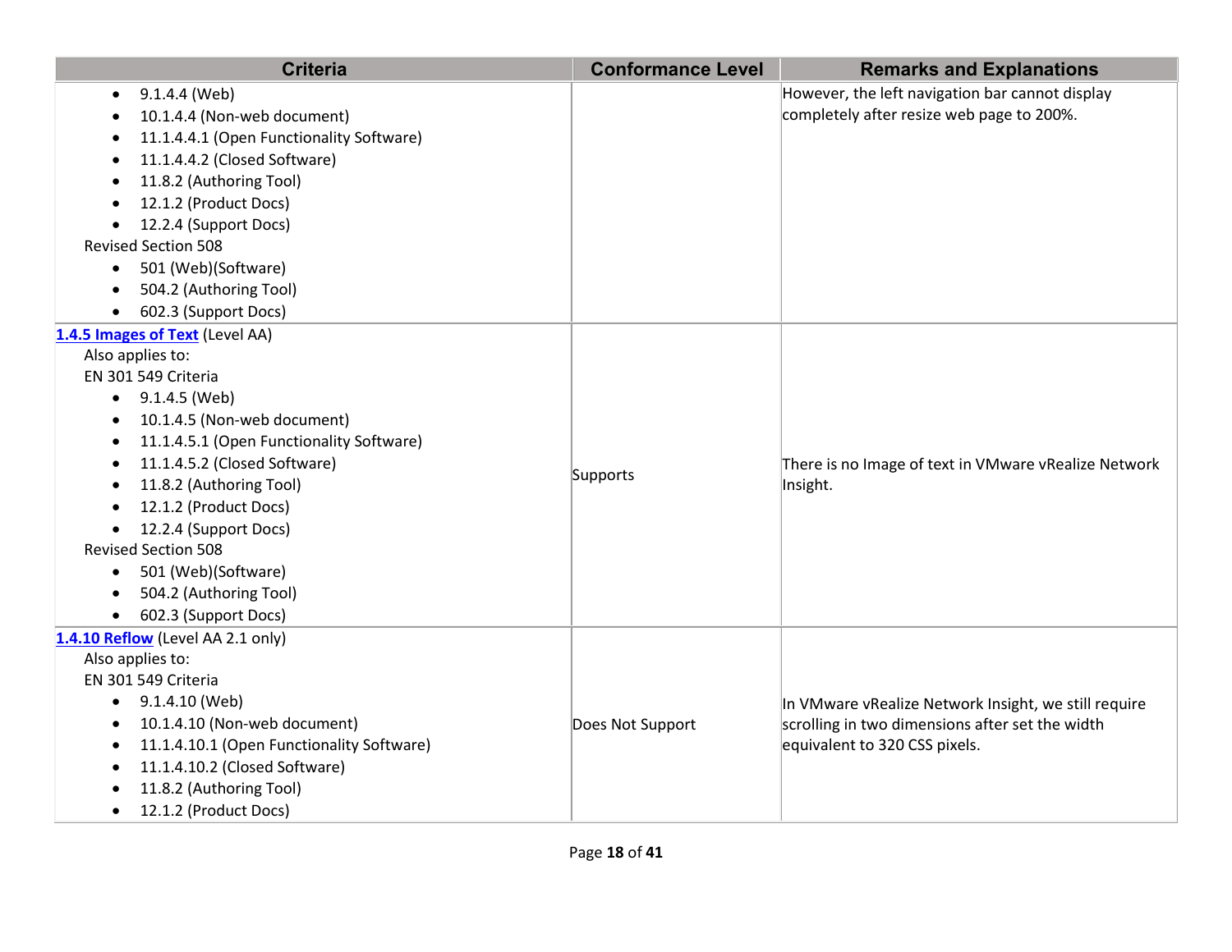| Criteria | Conformance Level | Remarks and Explanations |
| --- | --- | --- |
| • 9.1.4.4 (Web)<br>• 10.1.4.4 (Non-web document)<br>• 11.1.4.4.1 (Open Functionality Software)<br>• 11.1.4.4.2 (Closed Software)<br>• 11.8.2 (Authoring Tool)<br>• 12.1.2 (Product Docs)<br>• 12.2.4 (Support Docs)<br>Revised Section 508<br>• 501 (Web)(Software)<br>• 504.2 (Authoring Tool)<br>• 602.3 (Support Docs) | | However, the left navigation bar cannot display completely after resize web page to 200%. |
| **1.4.5 Images of Text** (Level AA)<br>Also applies to:<br>EN 301 549 Criteria<br>• 9.1.4.5 (Web)<br>• 10.1.4.5 (Non-web document)<br>• 11.1.4.5.1 (Open Functionality Software)<br>• 11.1.4.5.2 (Closed Software)<br>• 11.8.2 (Authoring Tool)<br>• 12.1.2 (Product Docs)<br>• 12.2.4 (Support Docs)<br>Revised Section 508<br>• 501 (Web)(Software)<br>• 504.2 (Authoring Tool)<br>• 602.3 (Support Docs) | Supports | There is no Image of text in VMware vRealize Network Insight. |
| **1.4.10 Reflow** (Level AA 2.1 only)<br>Also applies to:<br>EN 301 549 Criteria<br>• 9.1.4.10 (Web)<br>• 10.1.4.10 (Non-web document)<br>• 11.1.4.10.1 (Open Functionality Software)<br>• 11.1.4.10.2 (Closed Software)<br>• 11.8.2 (Authoring Tool)<br>• 12.1.2 (Product Docs) | Does Not Support | In VMware vRealize Network Insight, we still require scrolling in two dimensions after set the width equivalent to 320 CSS pixels. |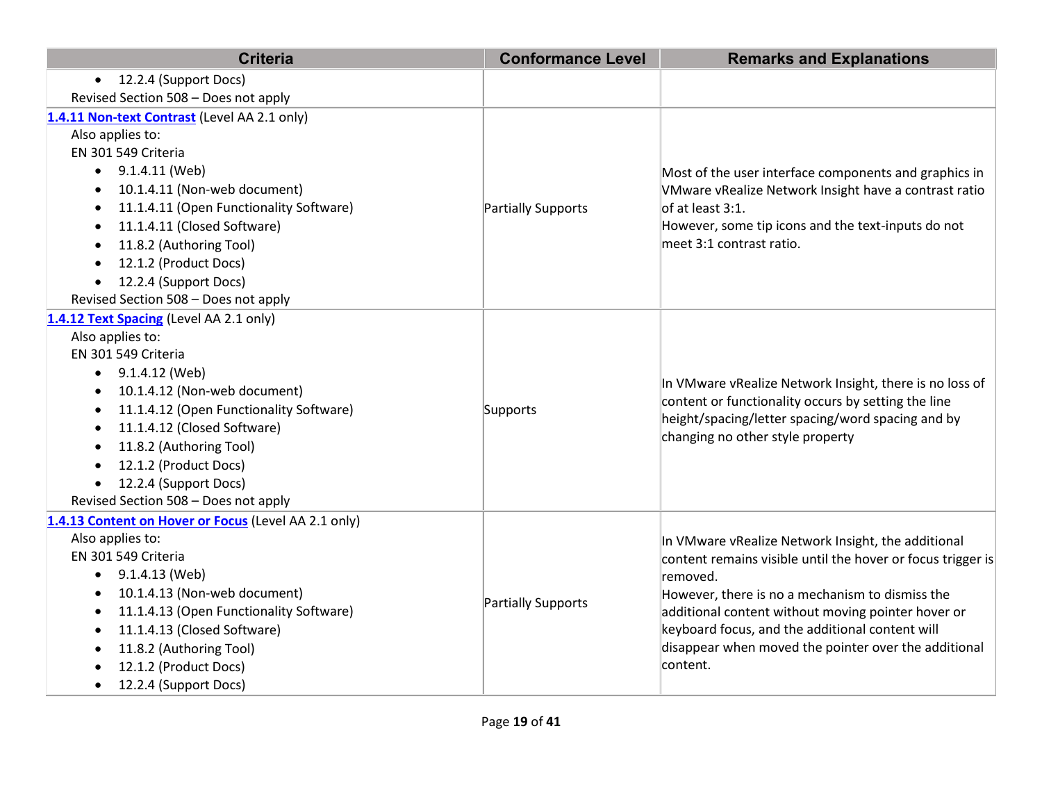| Criteria | Conformance Level | Remarks and Explanations |
|---|---|---|
| • 12.2.4 (Support Docs)<br>Revised Section 508 – Does not apply | | |
| **1.4.11 Non-text Contrast** (Level AA 2.1 only)<br>Also applies to:<br>EN 301 549 Criteria<br>• 9.1.4.11 (Web)<br>• 10.1.4.11 (Non-web document)<br>• 11.1.4.11 (Open Functionality Software)<br>• 11.1.4.11 (Closed Software)<br>• 11.8.2 (Authoring Tool)<br>• 12.1.2 (Product Docs)<br>• 12.2.4 (Support Docs)<br>Revised Section 508 – Does not apply | Partially Supports | Most of the user interface components and graphics in VMware vRealize Network Insight have a contrast ratio of at least 3:1.<br>However, some tip icons and the text-inputs do not meet 3:1 contrast ratio. |
| **1.4.12 Text Spacing** (Level AA 2.1 only)<br>Also applies to:<br>EN 301 549 Criteria<br>• 9.1.4.12 (Web)<br>• 10.1.4.12 (Non-web document)<br>• 11.1.4.12 (Open Functionality Software)<br>• 11.1.4.12 (Closed Software)<br>• 11.8.2 (Authoring Tool)<br>• 12.1.2 (Product Docs)<br>• 12.2.4 (Support Docs)<br>Revised Section 508 – Does not apply | Supports | In VMware vRealize Network Insight, there is no loss of content or functionality occurs by setting the line height/spacing/letter spacing/word spacing and by changing no other style property |
| **1.4.13 Content on Hover or Focus** (Level AA 2.1 only)<br>Also applies to:<br>EN 301 549 Criteria<br>• 9.1.4.13 (Web)<br>• 10.1.4.13 (Non-web document)<br>• 11.1.4.13 (Open Functionality Software)<br>• 11.1.4.13 (Closed Software)<br>• 11.8.2 (Authoring Tool)<br>• 12.1.2 (Product Docs)<br>• 12.2.4 (Support Docs) | Partially Supports | In VMware vRealize Network Insight, the additional content remains visible until the hover or focus trigger is removed.<br>However, there is no a mechanism to dismiss the additional content without moving pointer hover or keyboard focus, and the additional content will disappear when moved the pointer over the additional content. |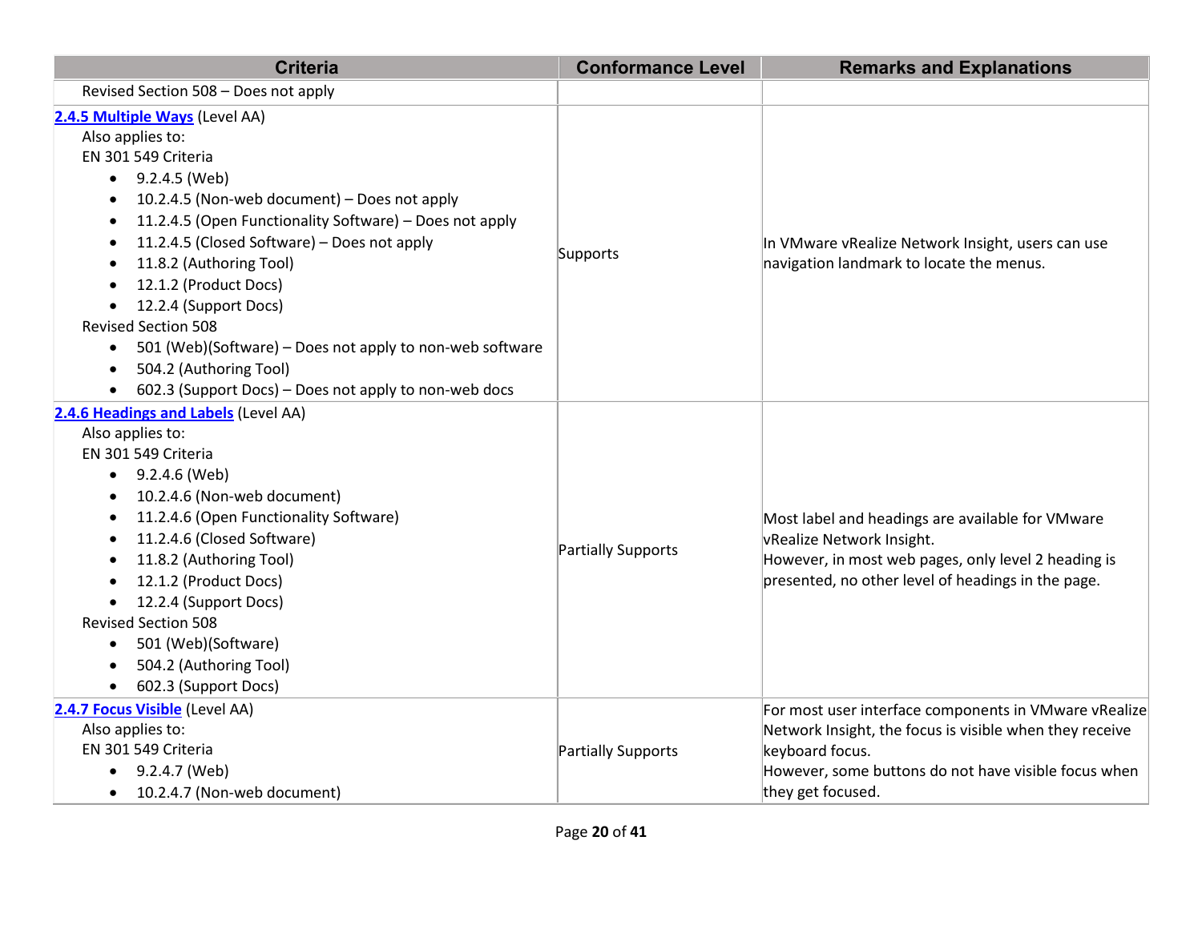| Criteria | Conformance Level | Remarks and Explanations |
| --- | --- | --- |
| Revised Section 508 – Does not apply | | |
| **[2.4.5 Multiple Ways]** (Level AA)<br>Also applies to:<br>EN 301 549 Criteria<br>• 9.2.4.5 (Web)<br>• 10.2.4.5 (Non-web document) – Does not apply<br>• 11.2.4.5 (Open Functionality Software) – Does not apply<br>• 11.2.4.5 (Closed Software) – Does not apply<br>• 11.8.2 (Authoring Tool)<br>• 12.1.2 (Product Docs)<br>• 12.2.4 (Support Docs)<br>Revised Section 508<br>• 501 (Web)(Software) – Does not apply to non-web software<br>• 504.2 (Authoring Tool)<br>• 602.3 (Support Docs) – Does not apply to non-web docs | Supports | In VMware vRealize Network Insight, users can use navigation landmark to locate the menus. |
| **[2.4.6 Headings and Labels]** (Level AA)<br>Also applies to:<br>EN 301 549 Criteria<br>• 9.2.4.6 (Web)<br>• 10.2.4.6 (Non-web document)<br>• 11.2.4.6 (Open Functionality Software)<br>• 11.2.4.6 (Closed Software)<br>• 11.8.2 (Authoring Tool)<br>• 12.1.2 (Product Docs)<br>• 12.2.4 (Support Docs)<br>Revised Section 508<br>• 501 (Web)(Software)<br>• 504.2 (Authoring Tool)<br>• 602.3 (Support Docs) | Partially Supports | Most label and headings are available for VMware vRealize Network Insight.<br>However, in most web pages, only level 2 heading is presented, no other level of headings in the page. |
| **[2.4.7 Focus Visible]** (Level AA)<br>Also applies to:<br>EN 301 549 Criteria<br>• 9.2.4.7 (Web)<br>• 10.2.4.7 (Non-web document) | Partially Supports | For most user interface components in VMware vRealize Network Insight, the focus is visible when they receive keyboard focus.<br>However, some buttons do not have visible focus when they get focused. |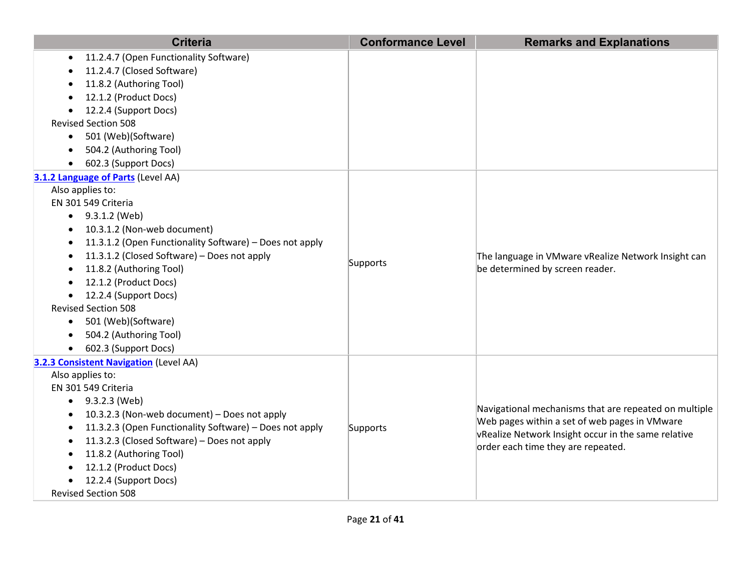| Criteria | Conformance Level | Remarks and Explanations |
| --- | --- | --- |
| • 11.2.4.7 (Open Functionality Software)<br>• 11.2.4.7 (Closed Software)<br>• 11.8.2 (Authoring Tool)<br>• 12.1.2 (Product Docs)<br>• 12.2.4 (Support Docs)<br>Revised Section 508<br>• 501 (Web)(Software)<br>• 504.2 (Authoring Tool)<br>• 602.3 (Support Docs) | | |
| **3.1.2 Language of Parts** (Level AA)<br>Also applies to:<br>EN 301 549 Criteria<br>• 9.3.1.2 (Web)<br>• 10.3.1.2 (Non-web document)<br>• 11.3.1.2 (Open Functionality Software) – Does not apply<br>• 11.3.1.2 (Closed Software) – Does not apply<br>• 11.8.2 (Authoring Tool)<br>• 12.1.2 (Product Docs)<br>• 12.2.4 (Support Docs)<br>Revised Section 508<br>• 501 (Web)(Software)<br>• 504.2 (Authoring Tool)<br>• 602.3 (Support Docs) | Supports | The language in VMware vRealize Network Insight can be determined by screen reader. |
| **3.2.3 Consistent Navigation** (Level AA)<br>Also applies to:<br>EN 301 549 Criteria<br>• 9.3.2.3 (Web)<br>• 10.3.2.3 (Non-web document) – Does not apply<br>• 11.3.2.3 (Open Functionality Software) – Does not apply<br>• 11.3.2.3 (Closed Software) – Does not apply<br>• 11.8.2 (Authoring Tool)<br>• 12.1.2 (Product Docs)<br>• 12.2.4 (Support Docs)<br>Revised Section 508 | Supports | Navigational mechanisms that are repeated on multiple Web pages within a set of web pages in VMware vRealize Network Insight occur in the same relative order each time they are repeated. |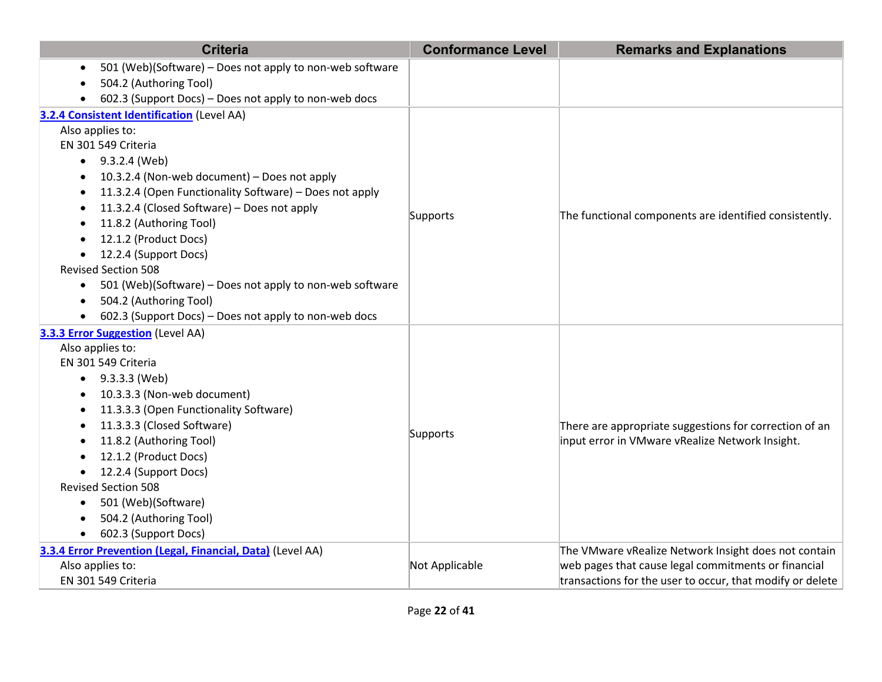| Criteria | Conformance Level | Remarks and Explanations |
|---|---|---|
| • 501 (Web)(Software) – Does not apply to non-web software<br>• 504.2 (Authoring Tool)<br>• 602.3 (Support Docs) – Does not apply to non-web docs | | |
| **3.2.4 Consistent Identification** (Level AA)<br>Also applies to:<br>EN 301 549 Criteria<br>• 9.3.2.4 (Web)<br>• 10.3.2.4 (Non-web document) – Does not apply<br>• 11.3.2.4 (Open Functionality Software) – Does not apply<br>• 11.3.2.4 (Closed Software) – Does not apply<br>• 11.8.2 (Authoring Tool)<br>• 12.1.2 (Product Docs)<br>• 12.2.4 (Support Docs)<br>Revised Section 508<br>• 501 (Web)(Software) – Does not apply to non-web software<br>• 504.2 (Authoring Tool)<br>• 602.3 (Support Docs) – Does not apply to non-web docs | Supports | The functional components are identified consistently. |
| **3.3.3 Error Suggestion** (Level AA)<br>Also applies to:<br>EN 301 549 Criteria<br>• 9.3.3.3 (Web)<br>• 10.3.3.3 (Non-web document)<br>• 11.3.3.3 (Open Functionality Software)<br>• 11.3.3.3 (Closed Software)<br>• 11.8.2 (Authoring Tool)<br>• 12.1.2 (Product Docs)<br>• 12.2.4 (Support Docs)<br>Revised Section 508<br>• 501 (Web)(Software)<br>• 504.2 (Authoring Tool)<br>• 602.3 (Support Docs) | Supports | There are appropriate suggestions for correction of an input error in VMware vRealize Network Insight. |
| **3.3.4 Error Prevention (Legal, Financial, Data)** (Level AA)<br>Also applies to:<br>EN 301 549 Criteria | Not Applicable | The VMware vRealize Network Insight does not contain web pages that cause legal commitments or financial transactions for the user to occur, that modify or delete |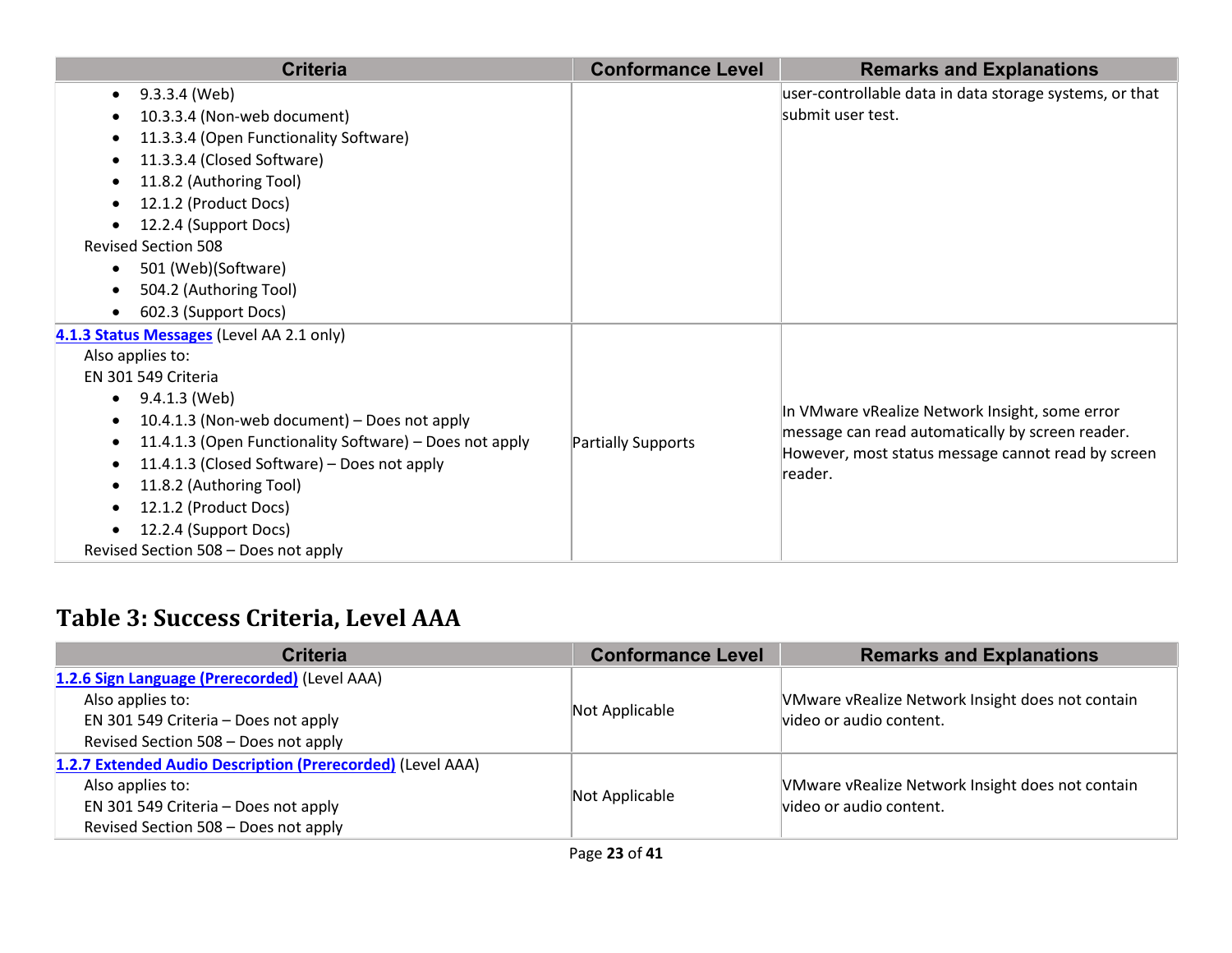| Criteria | Conformance Level | Remarks and Explanations |
|---|---|---|
| • 9.3.3.4 (Web)<br>• 10.3.3.4 (Non-web document)<br>• 11.3.3.4 (Open Functionality Software)<br>• 11.3.3.4 (Closed Software)<br>• 11.8.2 (Authoring Tool)<br>• 12.1.2 (Product Docs)<br>• 12.2.4 (Support Docs)<br>Revised Section 508<br>• 501 (Web)(Software)<br>• 504.2 (Authoring Tool)<br>• 602.3 (Support Docs) | | user-controllable data in data storage systems, or that submit user test. |
| **4.1.3 Status Messages** (Level AA 2.1 only)<br>Also applies to:<br>EN 301 549 Criteria<br>• 9.4.1.3 (Web)<br>• 10.4.1.3 (Non-web document) – Does not apply<br>• 11.4.1.3 (Open Functionality Software) – Does not apply<br>• 11.4.1.3 (Closed Software) – Does not apply<br>• 11.8.2 (Authoring Tool)<br>• 12.1.2 (Product Docs)<br>• 12.2.4 (Support Docs)<br>Revised Section 508 – Does not apply | Partially Supports | In VMware vRealize Network Insight, some error message can read automatically by screen reader. However, most status message cannot read by screen reader. |

## Table 3: Success Criteria, Level AAA

| Criteria | Conformance Level | Remarks and Explanations |
|---|---|---|
| **1.2.6 Sign Language (Prerecorded)** (Level AAA)<br>Also applies to:<br>EN 301 549 Criteria – Does not apply<br>Revised Section 508 – Does not apply | Not Applicable | VMware vRealize Network Insight does not contain video or audio content. |
| **1.2.7 Extended Audio Description (Prerecorded)** (Level AAA)<br>Also applies to:<br>EN 301 549 Criteria – Does not apply<br>Revised Section 508 – Does not apply | Not Applicable | VMware vRealize Network Insight does not contain video or audio content. |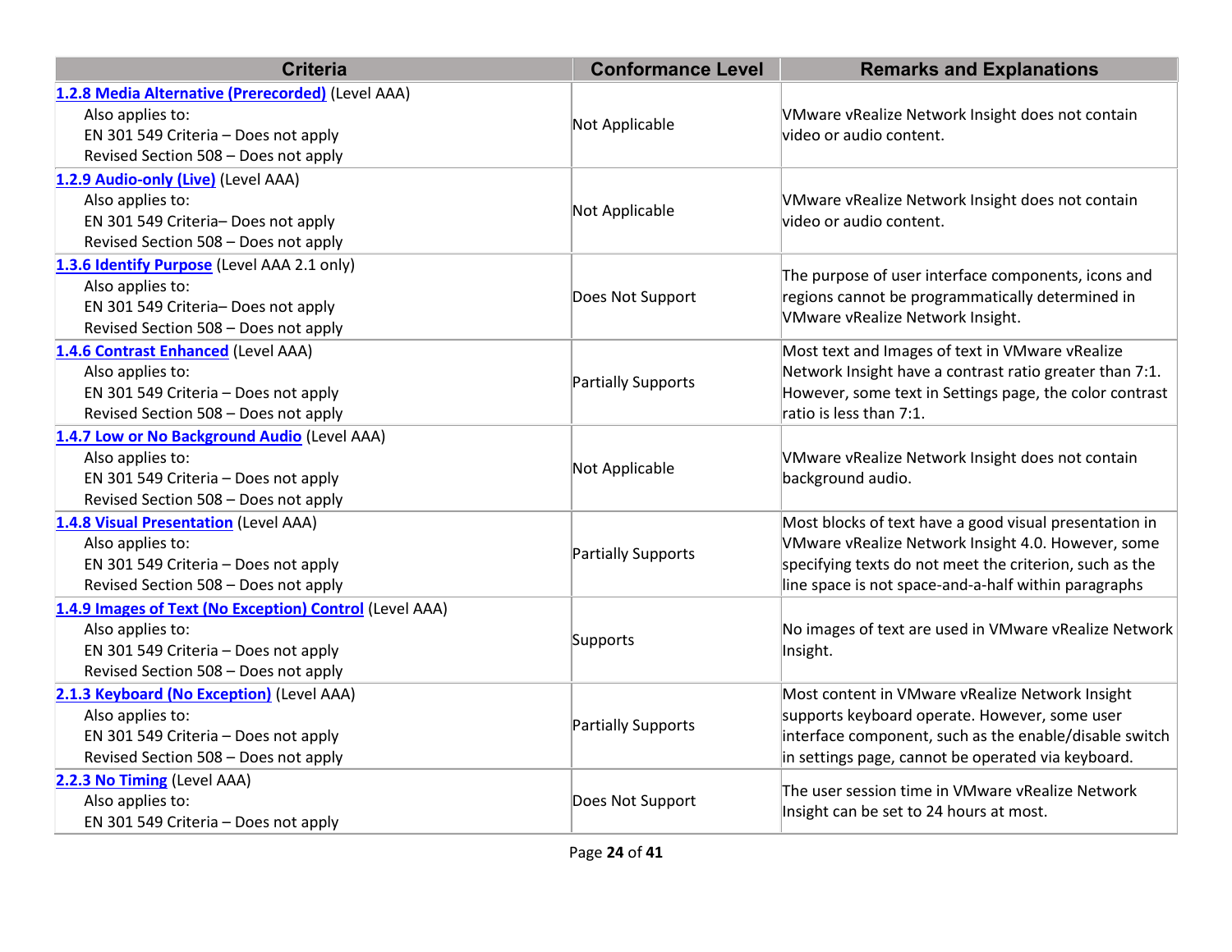| Criteria | Conformance Level | Remarks and Explanations |
| --- | --- | --- |
| **1.2.8 Media Alternative (Prerecorded)** (Level AAA)<br>Also applies to:<br>EN 301 549 Criteria – Does not apply<br>Revised Section 508 – Does not apply | Not Applicable | VMware vRealize Network Insight does not contain video or audio content. |
| **1.2.9 Audio-only (Live)** (Level AAA)<br>Also applies to:<br>EN 301 549 Criteria– Does not apply<br>Revised Section 508 – Does not apply | Not Applicable | VMware vRealize Network Insight does not contain video or audio content. |
| **1.3.6 Identify Purpose** (Level AAA 2.1 only)<br>Also applies to:<br>EN 301 549 Criteria– Does not apply<br>Revised Section 508 – Does not apply | Does Not Support | The purpose of user interface components, icons and regions cannot be programmatically determined in VMware vRealize Network Insight. |
| **1.4.6 Contrast Enhanced** (Level AAA)<br>Also applies to:<br>EN 301 549 Criteria – Does not apply<br>Revised Section 508 – Does not apply | Partially Supports | Most text and Images of text in VMware vRealize Network Insight have a contrast ratio greater than 7:1. However, some text in Settings page, the color contrast ratio is less than 7:1. |
| **1.4.7 Low or No Background Audio** (Level AAA)<br>Also applies to:<br>EN 301 549 Criteria – Does not apply<br>Revised Section 508 – Does not apply | Not Applicable | VMware vRealize Network Insight does not contain background audio. |
| **1.4.8 Visual Presentation** (Level AAA)<br>Also applies to:<br>EN 301 549 Criteria – Does not apply<br>Revised Section 508 – Does not apply | Partially Supports | Most blocks of text have a good visual presentation in VMware vRealize Network Insight 4.0. However, some specifying texts do not meet the criterion, such as the line space is not space-and-a-half within paragraphs |
| **1.4.9 Images of Text (No Exception) Control** (Level AAA)<br>Also applies to:<br>EN 301 549 Criteria – Does not apply<br>Revised Section 508 – Does not apply | Supports | No images of text are used in VMware vRealize Network Insight. |
| **2.1.3 Keyboard (No Exception)** (Level AAA)<br>Also applies to:<br>EN 301 549 Criteria – Does not apply<br>Revised Section 508 – Does not apply | Partially Supports | Most content in VMware vRealize Network Insight supports keyboard operate. However, some user interface component, such as the enable/disable switch in settings page, cannot be operated via keyboard. |
| **2.2.3 No Timing** (Level AAA)<br>Also applies to:<br>EN 301 549 Criteria – Does not apply | Does Not Support | The user session time in VMware vRealize Network Insight can be set to 24 hours at most. |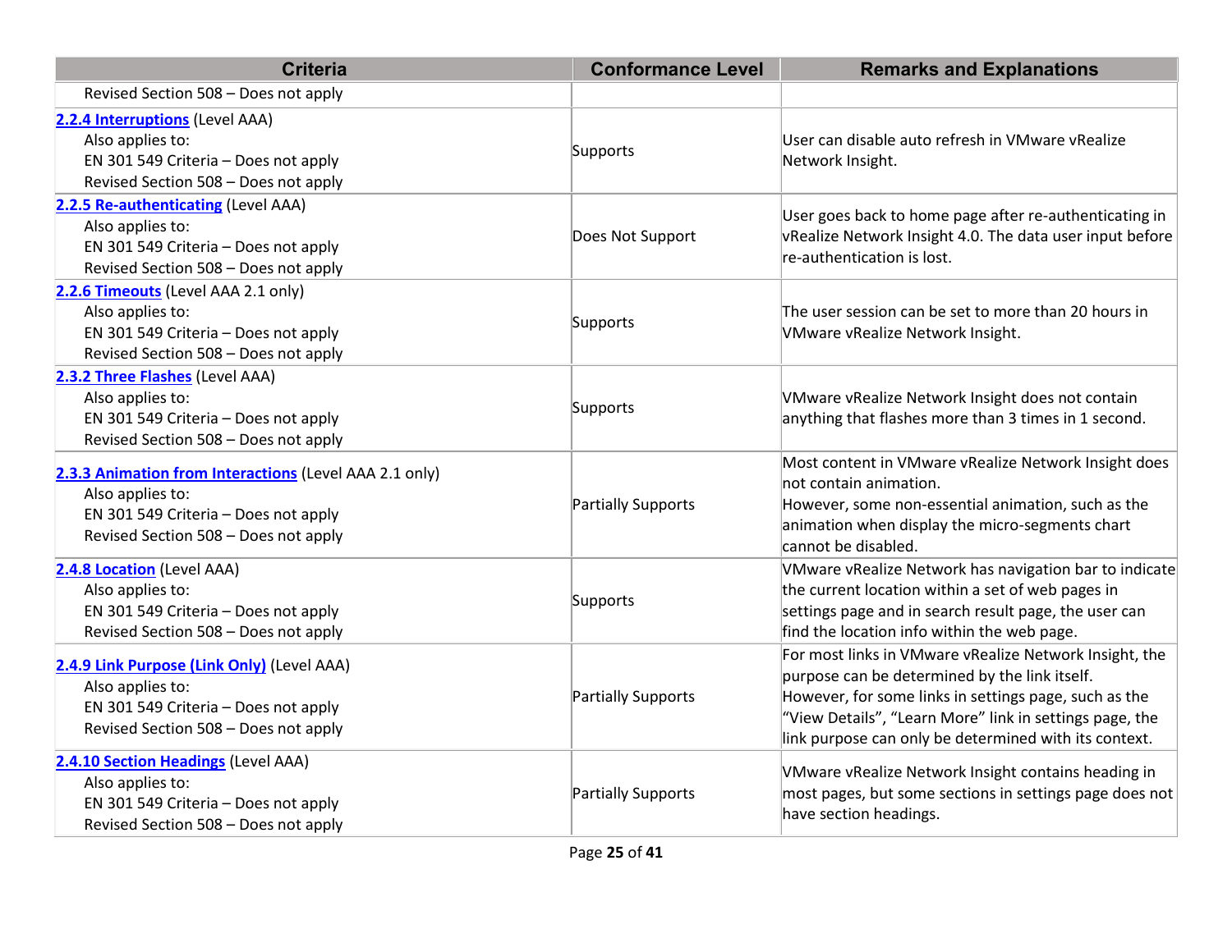| Criteria | Conformance Level | Remarks and Explanations |
|---|---|---|
| Revised Section 508 – Does not apply | | |
| **2.2.4 Interruptions** (Level AAA)<br>Also applies to:<br>EN 301 549 Criteria – Does not apply<br>Revised Section 508 – Does not apply | Supports | User can disable auto refresh in VMware vRealize Network Insight. |
| **2.2.5 Re-authenticating** (Level AAA)<br>Also applies to:<br>EN 301 549 Criteria – Does not apply<br>Revised Section 508 – Does not apply | Does Not Support | User goes back to home page after re-authenticating in vRealize Network Insight 4.0. The data user input before re-authentication is lost. |
| **2.2.6 Timeouts** (Level AAA 2.1 only)<br>Also applies to:<br>EN 301 549 Criteria – Does not apply<br>Revised Section 508 – Does not apply | Supports | The user session can be set to more than 20 hours in VMware vRealize Network Insight. |
| **2.3.2 Three Flashes** (Level AAA)<br>Also applies to:<br>EN 301 549 Criteria – Does not apply<br>Revised Section 508 – Does not apply | Supports | VMware vRealize Network Insight does not contain anything that flashes more than 3 times in 1 second. |
| **2.3.3 Animation from Interactions** (Level AAA 2.1 only)<br>Also applies to:<br>EN 301 549 Criteria – Does not apply<br>Revised Section 508 – Does not apply | Partially Supports | Most content in VMware vRealize Network Insight does not contain animation.<br>However, some non-essential animation, such as the animation when display the micro-segments chart cannot be disabled. |
| **2.4.8 Location** (Level AAA)<br>Also applies to:<br>EN 301 549 Criteria – Does not apply<br>Revised Section 508 – Does not apply | Supports | VMware vRealize Network has navigation bar to indicate the current location within a set of web pages in settings page and in search result page, the user can find the location info within the web page. |
| **2.4.9 Link Purpose (Link Only)** (Level AAA)<br>Also applies to:<br>EN 301 549 Criteria – Does not apply<br>Revised Section 508 – Does not apply | Partially Supports | For most links in VMware vRealize Network Insight, the purpose can be determined by the link itself.<br>However, for some links in settings page, such as the "View Details", "Learn More" link in settings page, the link purpose can only be determined with its context. |
| **2.4.10 Section Headings** (Level AAA)<br>Also applies to:<br>EN 301 549 Criteria – Does not apply<br>Revised Section 508 – Does not apply | Partially Supports | VMware vRealize Network Insight contains heading in most pages, but some sections in settings page does not have section headings. |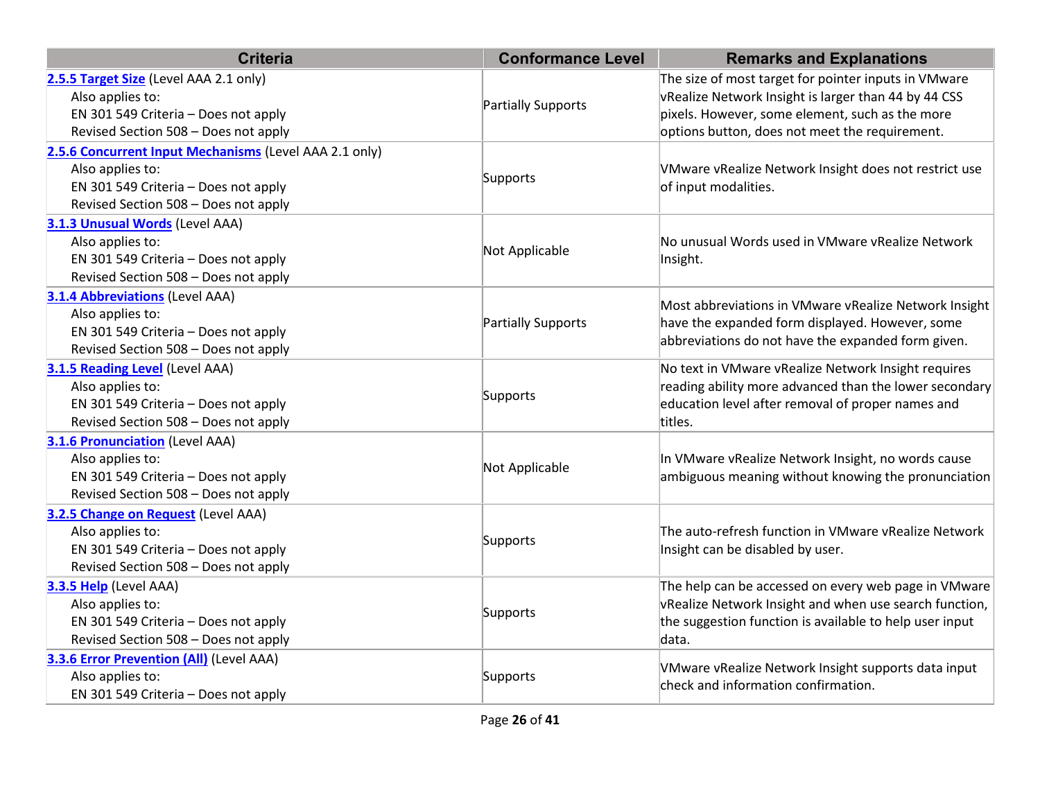| Criteria | Conformance Level | Remarks and Explanations |
| --- | --- | --- |
| [2.5.5 Target Size](#) (Level AAA 2.1 only)<br>Also applies to:<br>EN 301 549 Criteria – Does not apply<br>Revised Section 508 – Does not apply | Partially Supports | The size of most target for pointer inputs in VMware vRealize Network Insight is larger than 44 by 44 CSS pixels. However, some element, such as the more options button, does not meet the requirement. |
| [2.5.6 Concurrent Input Mechanisms](#) (Level AAA 2.1 only)<br>Also applies to:<br>EN 301 549 Criteria – Does not apply<br>Revised Section 508 – Does not apply | Supports | VMware vRealize Network Insight does not restrict use of input modalities. |
| [3.1.3 Unusual Words](#) (Level AAA)<br>Also applies to:<br>EN 301 549 Criteria – Does not apply<br>Revised Section 508 – Does not apply | Not Applicable | No unusual Words used in VMware vRealize Network Insight. |
| [3.1.4 Abbreviations](#) (Level AAA)<br>Also applies to:<br>EN 301 549 Criteria – Does not apply<br>Revised Section 508 – Does not apply | Partially Supports | Most abbreviations in VMware vRealize Network Insight have the expanded form displayed. However, some abbreviations do not have the expanded form given. |
| [3.1.5 Reading Level](#) (Level AAA)<br>Also applies to:<br>EN 301 549 Criteria – Does not apply<br>Revised Section 508 – Does not apply | Supports | No text in VMware vRealize Network Insight requires reading ability more advanced than the lower secondary education level after removal of proper names and titles. |
| [3.1.6 Pronunciation](#) (Level AAA)<br>Also applies to:<br>EN 301 549 Criteria – Does not apply<br>Revised Section 508 – Does not apply | Not Applicable | In VMware vRealize Network Insight, no words cause ambiguous meaning without knowing the pronunciation |
| [3.2.5 Change on Request](#) (Level AAA)<br>Also applies to:<br>EN 301 549 Criteria – Does not apply<br>Revised Section 508 – Does not apply | Supports | The auto-refresh function in VMware vRealize Network Insight can be disabled by user. |
| [3.3.5 Help](#) (Level AAA)<br>Also applies to:<br>EN 301 549 Criteria – Does not apply<br>Revised Section 508 – Does not apply | Supports | The help can be accessed on every web page in VMware vRealize Network Insight and when use search function, the suggestion function is available to help user input data. |
| [3.3.6 Error Prevention (All)](#) (Level AAA)<br>Also applies to:<br>EN 301 549 Criteria – Does not apply | Supports | VMware vRealize Network Insight supports data input check and information confirmation. |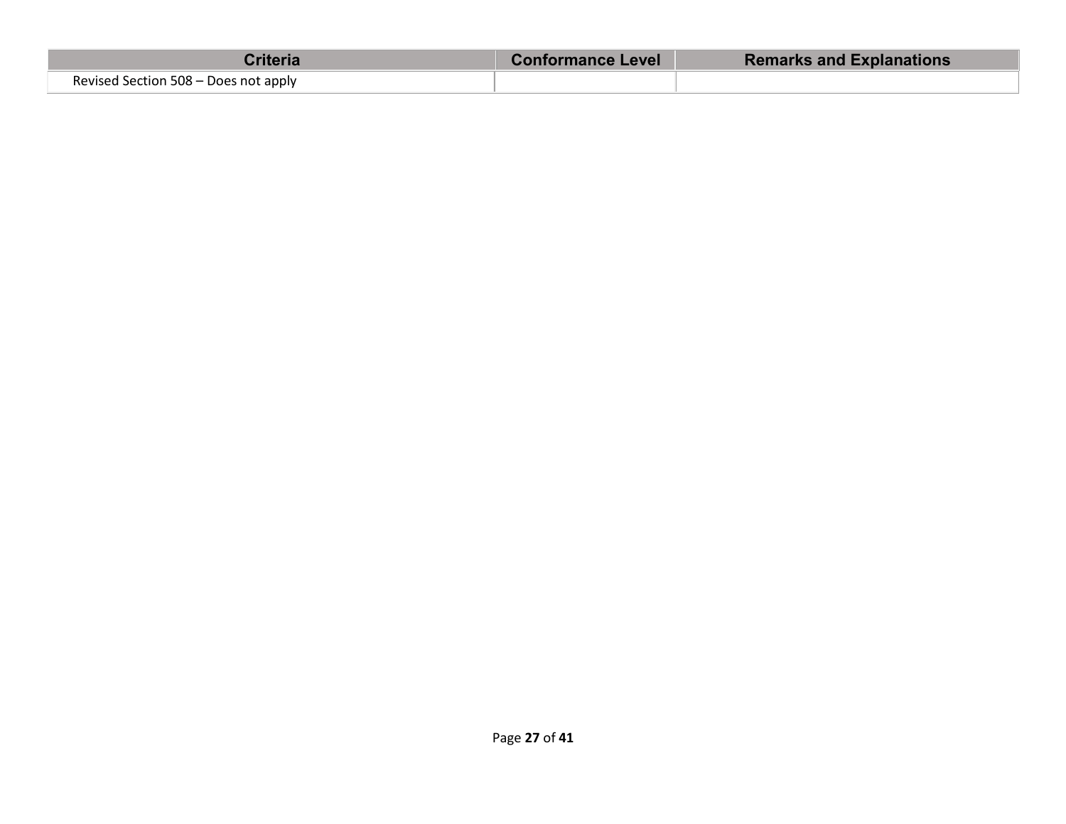| Criteria | Conformance Level | Remarks and Explanations |
| --- | --- | --- |
| Revised Section 508 – Does not apply | | |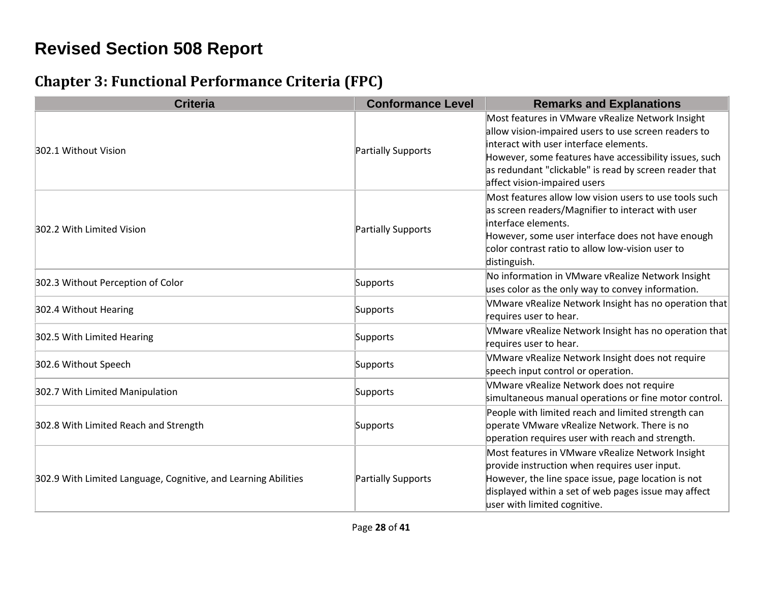# Revised Section 508 Report

## Chapter 3: Functional Performance Criteria (FPC)

| Criteria | Conformance Level | Remarks and Explanations |
|---|---|---|
| 302.1 Without Vision | Partially Supports | Most features in VMware vRealize Network Insight allow vision-impaired users to use screen readers to interact with user interface elements. However, some features have accessibility issues, such as redundant "clickable" is read by screen reader that affect vision-impaired users |
| 302.2 With Limited Vision | Partially Supports | Most features allow low vision users to use tools such as screen readers/Magnifier to interact with user interface elements. However, some user interface does not have enough color contrast ratio to allow low-vision user to distinguish. |
| 302.3 Without Perception of Color | Supports | No information in VMware vRealize Network Insight uses color as the only way to convey information. |
| 302.4 Without Hearing | Supports | VMware vRealize Network Insight has no operation that requires user to hear. |
| 302.5 With Limited Hearing | Supports | VMware vRealize Network Insight has no operation that requires user to hear. |
| 302.6 Without Speech | Supports | VMware vRealize Network Insight does not require speech input control or operation. |
| 302.7 With Limited Manipulation | Supports | VMware vRealize Network does not require simultaneous manual operations or fine motor control. |
| 302.8 With Limited Reach and Strength | Supports | People with limited reach and limited strength can operate VMware vRealize Network. There is no operation requires user with reach and strength. |
| 302.9 With Limited Language, Cognitive, and Learning Abilities | Partially Supports | Most features in VMware vRealize Network Insight provide instruction when requires user input. However, the line space issue, page location is not displayed within a set of web pages issue may affect user with limited cognitive. |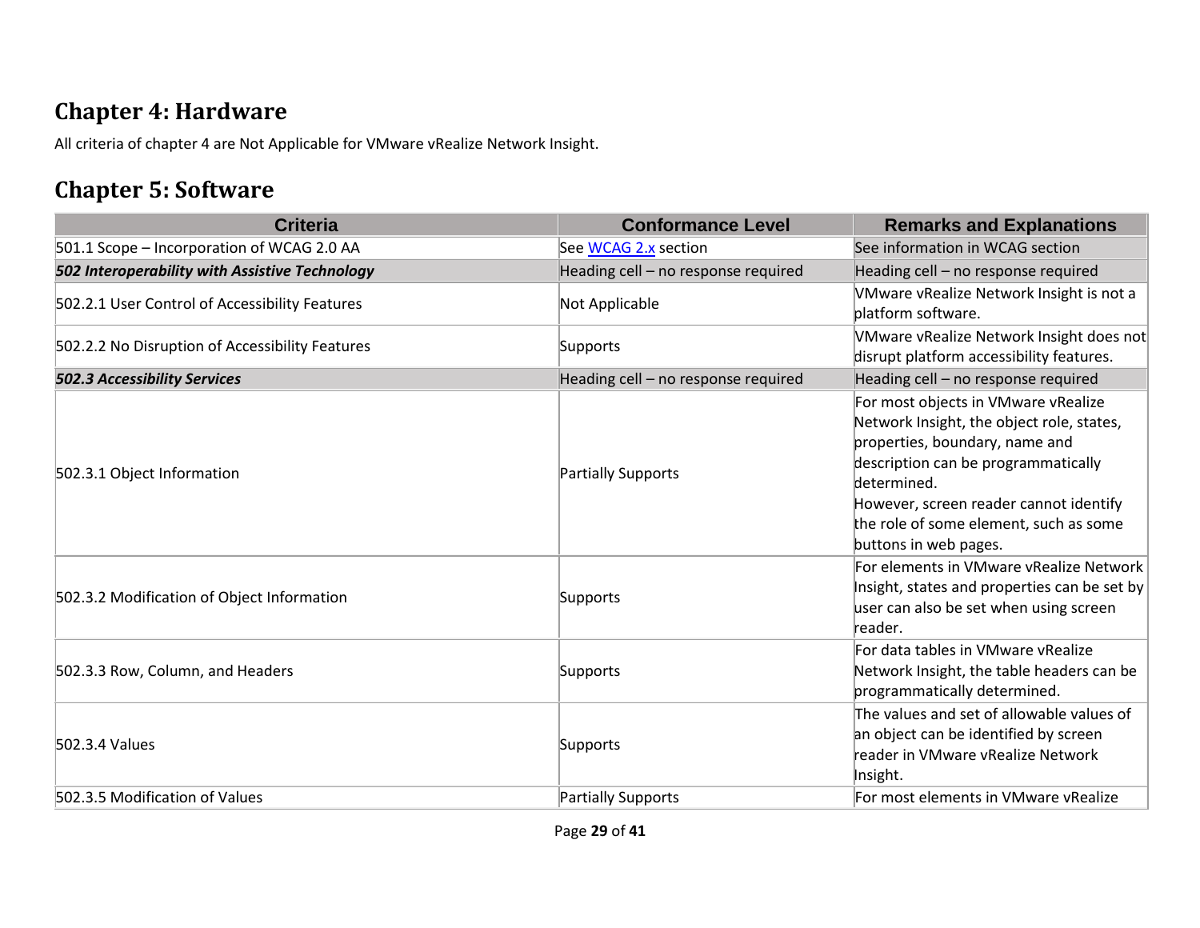## Chapter 4: Hardware

All criteria of chapter 4 are Not Applicable for VMware vRealize Network Insight.

## Chapter 5: Software

| Criteria | Conformance Level | Remarks and Explanations |
|---|---|---|
| 501.1 Scope – Incorporation of WCAG 2.0 AA | See [WCAG 2.x](#) section | See information in WCAG section |
| ***502 Interoperability with Assistive Technology*** | Heading cell – no response required | Heading cell – no response required |
| 502.2.1 User Control of Accessibility Features | Not Applicable | VMware vRealize Network Insight is not a platform software. |
| 502.2.2 No Disruption of Accessibility Features | Supports | VMware vRealize Network Insight does not disrupt platform accessibility features. |
| ***502.3 Accessibility Services*** | Heading cell – no response required | Heading cell – no response required |
| 502.3.1 Object Information | Partially Supports | For most objects in VMware vRealize Network Insight, the object role, states, properties, boundary, name and description can be programmatically determined.<br>However, screen reader cannot identify the role of some element, such as some buttons in web pages. |
| 502.3.2 Modification of Object Information | Supports | For elements in VMware vRealize Network Insight, states and properties can be set by user can also be set when using screen reader. |
| 502.3.3 Row, Column, and Headers | Supports | For data tables in VMware vRealize Network Insight, the table headers can be programmatically determined. |
| 502.3.4 Values | Supports | The values and set of allowable values of an object can be identified by screen reader in VMware vRealize Network Insight. |
| 502.3.5 Modification of Values | Partially Supports | For most elements in VMware vRealize |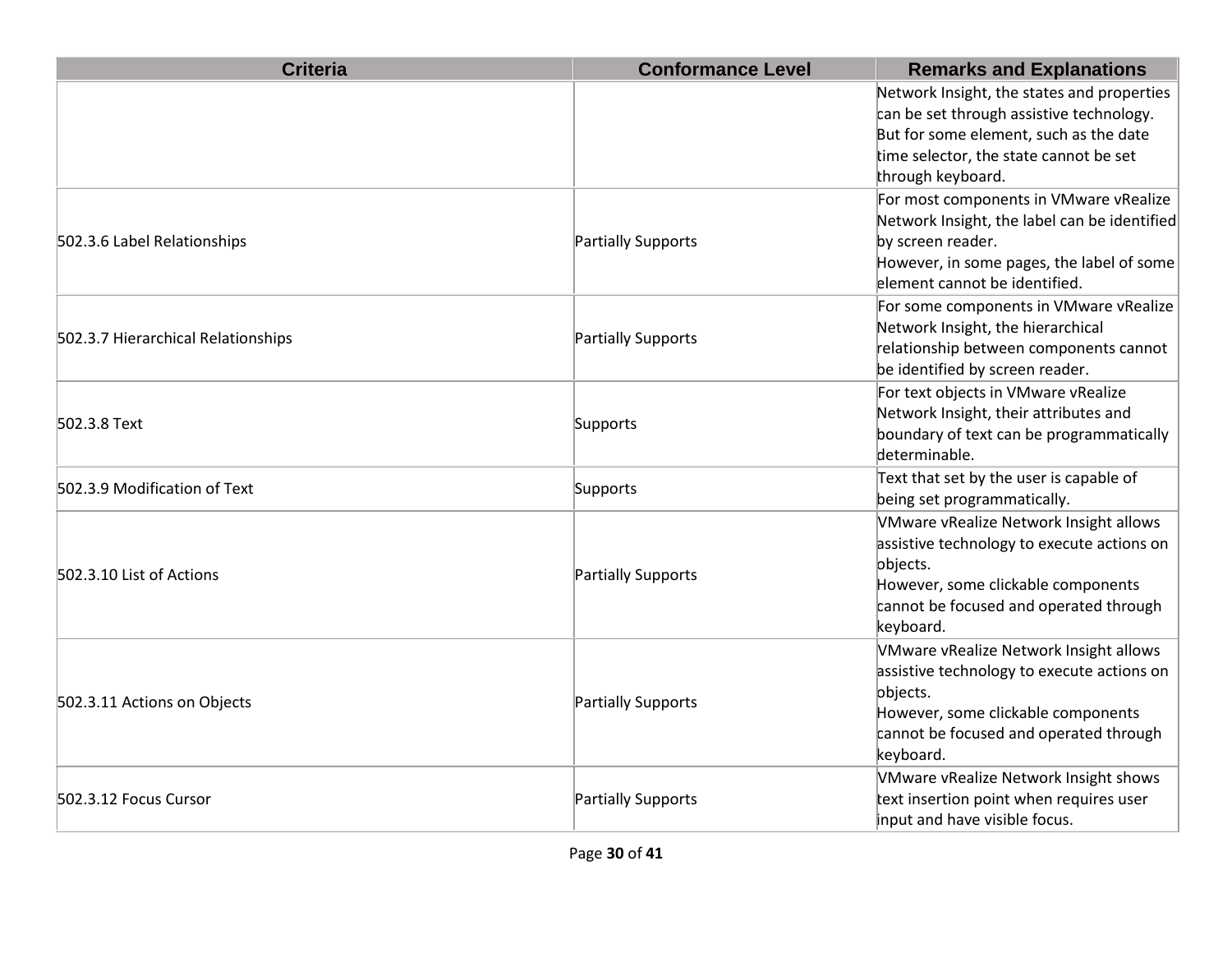| Criteria | Conformance Level | Remarks and Explanations |
| --- | --- | --- |
| | | Network Insight, the states and properties can be set through assistive technology. But for some element, such as the date time selector, the state cannot be set through keyboard. |
| 502.3.6 Label Relationships | Partially Supports | For most components in VMware vRealize Network Insight, the label can be identified by screen reader.<br>However, in some pages, the label of some element cannot be identified. |
| 502.3.7 Hierarchical Relationships | Partially Supports | For some components in VMware vRealize Network Insight, the hierarchical relationship between components cannot be identified by screen reader. |
| 502.3.8 Text | Supports | For text objects in VMware vRealize Network Insight, their attributes and boundary of text can be programmatically determinable. |
| 502.3.9 Modification of Text | Supports | Text that set by the user is capable of being set programmatically. |
| 502.3.10 List of Actions | Partially Supports | VMware vRealize Network Insight allows assistive technology to execute actions on objects.<br>However, some clickable components cannot be focused and operated through keyboard. |
| 502.3.11 Actions on Objects | Partially Supports | VMware vRealize Network Insight allows assistive technology to execute actions on objects.<br>However, some clickable components cannot be focused and operated through keyboard. |
| 502.3.12 Focus Cursor | Partially Supports | VMware vRealize Network Insight shows text insertion point when requires user input and have visible focus. |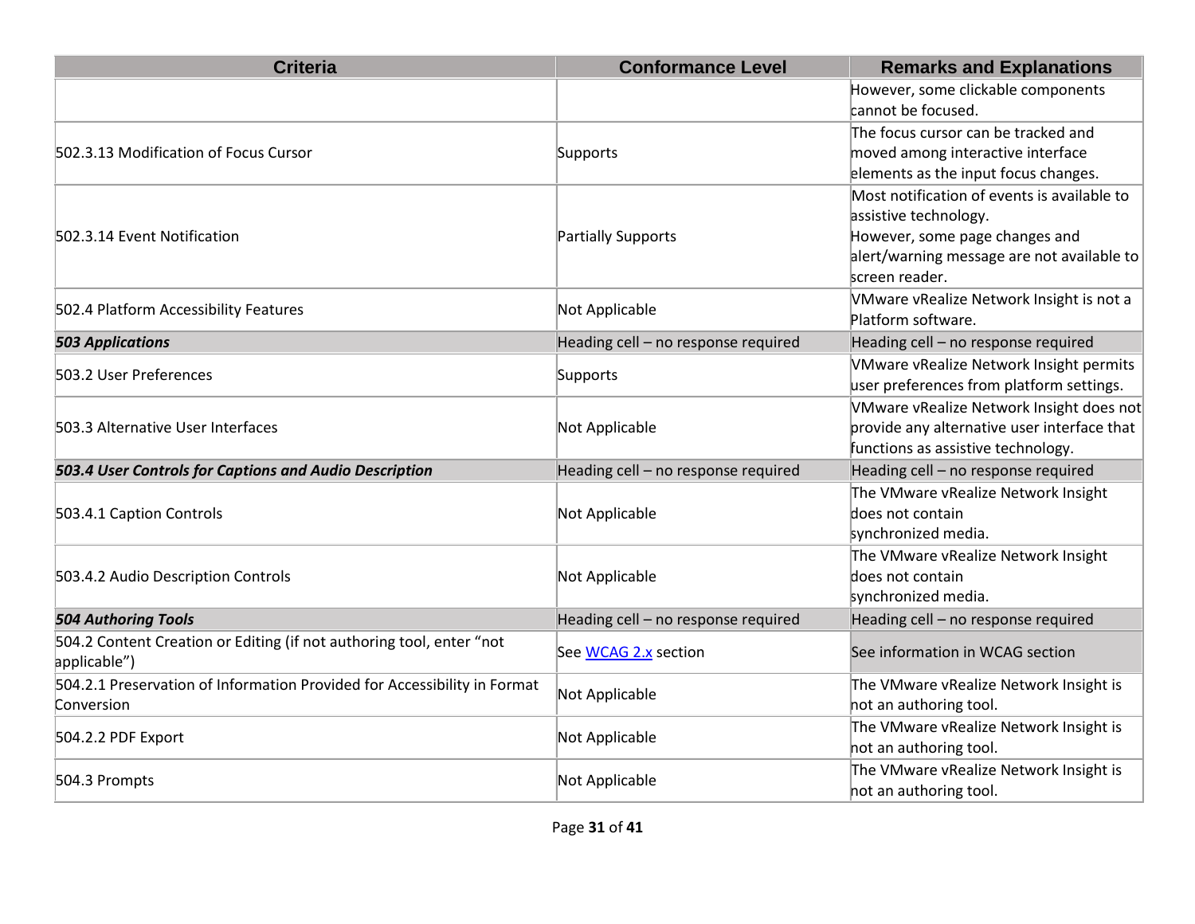| Criteria | Conformance Level | Remarks and Explanations |
|---|---|---|
| | | However, some clickable components cannot be focused. |
| 502.3.13 Modification of Focus Cursor | Supports | The focus cursor can be tracked and moved among interactive interface elements as the input focus changes. |
| 502.3.14 Event Notification | Partially Supports | Most notification of events is available to assistive technology.<br>However, some page changes and alert/warning message are not available to screen reader. |
| 502.4 Platform Accessibility Features | Not Applicable | VMware vRealize Network Insight is not a Platform software. |
| ***503 Applications*** | Heading cell – no response required | Heading cell – no response required |
| 503.2 User Preferences | Supports | VMware vRealize Network Insight permits user preferences from platform settings. |
| 503.3 Alternative User Interfaces | Not Applicable | VMware vRealize Network Insight does not provide any alternative user interface that functions as assistive technology. |
| ***503.4 User Controls for Captions and Audio Description*** | Heading cell – no response required | Heading cell – no response required |
| 503.4.1 Caption Controls | Not Applicable | The VMware vRealize Network Insight does not contain synchronized media. |
| 503.4.2 Audio Description Controls | Not Applicable | The VMware vRealize Network Insight does not contain synchronized media. |
| ***504 Authoring Tools*** | Heading cell – no response required | Heading cell – no response required |
| 504.2 Content Creation or Editing (if not authoring tool, enter "not applicable") | See [WCAG 2.x]() section | See information in WCAG section |
| 504.2.1 Preservation of Information Provided for Accessibility in Format Conversion | Not Applicable | The VMware vRealize Network Insight is not an authoring tool. |
| 504.2.2 PDF Export | Not Applicable | The VMware vRealize Network Insight is not an authoring tool. |
| 504.3 Prompts | Not Applicable | The VMware vRealize Network Insight is not an authoring tool. |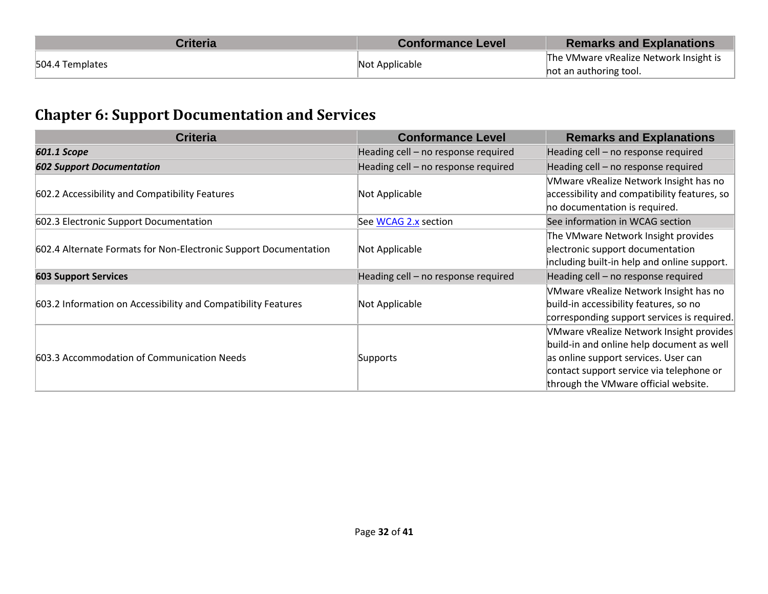| Criteria | Conformance Level | Remarks and Explanations |
|---|---|---|
| 504.4 Templates | Not Applicable | The VMware vRealize Network Insight is not an authoring tool. |

## Chapter 6: Support Documentation and Services

| Criteria | Conformance Level | Remarks and Explanations |
|---|---|---|
| ***601.1 Scope*** | Heading cell – no response required | Heading cell – no response required |
| ***602 Support Documentation*** | Heading cell – no response required | Heading cell – no response required |
| 602.2 Accessibility and Compatibility Features | Not Applicable | VMware vRealize Network Insight has no accessibility and compatibility features, so no documentation is required. |
| 602.3 Electronic Support Documentation | See WCAG 2.x section | See information in WCAG section |
| 602.4 Alternate Formats for Non-Electronic Support Documentation | Not Applicable | The VMware Network Insight provides electronic support documentation including built-in help and online support. |
| **603 Support Services** | Heading cell – no response required | Heading cell – no response required |
| 603.2 Information on Accessibility and Compatibility Features | Not Applicable | VMware vRealize Network Insight has no build-in accessibility features, so no corresponding support services is required. |
| 603.3 Accommodation of Communication Needs | Supports | VMware vRealize Network Insight provides build-in and online help document as well as online support services. User can contact support service via telephone or through the VMware official website. |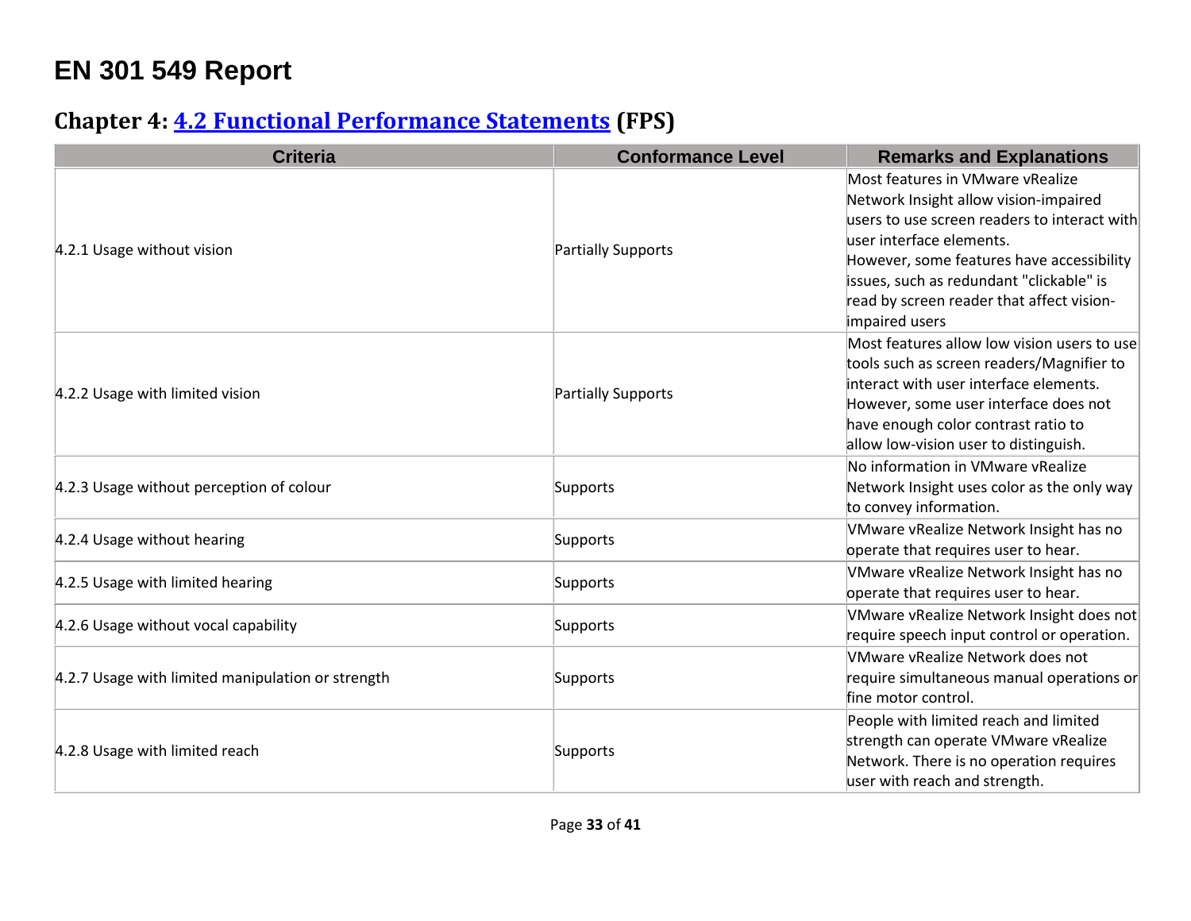# EN 301 549 Report

## Chapter 4: [4.2 Functional Performance Statements](#) (FPS)

| Criteria | Conformance Level | Remarks and Explanations |
| --- | --- | --- |
| 4.2.1 Usage without vision | Partially Supports | Most features in VMware vRealize Network Insight allow vision-impaired users to use screen readers to interact with user interface elements. However, some features have accessibility issues, such as redundant "clickable" is read by screen reader that affect vision-impaired users |
| 4.2.2 Usage with limited vision | Partially Supports | Most features allow low vision users to use tools such as screen readers/Magnifier to interact with user interface elements. However, some user interface does not have enough color contrast ratio to allow low-vision user to distinguish. |
| 4.2.3 Usage without perception of colour | Supports | No information in VMware vRealize Network Insight uses color as the only way to convey information. |
| 4.2.4 Usage without hearing | Supports | VMware vRealize Network Insight has no operate that requires user to hear. |
| 4.2.5 Usage with limited hearing | Supports | VMware vRealize Network Insight has no operate that requires user to hear. |
| 4.2.6 Usage without vocal capability | Supports | VMware vRealize Network Insight does not require speech input control or operation. |
| 4.2.7 Usage with limited manipulation or strength | Supports | VMware vRealize Network does not require simultaneous manual operations or fine motor control. |
| 4.2.8 Usage with limited reach | Supports | People with limited reach and limited strength can operate VMware vRealize Network. There is no operation requires user with reach and strength. |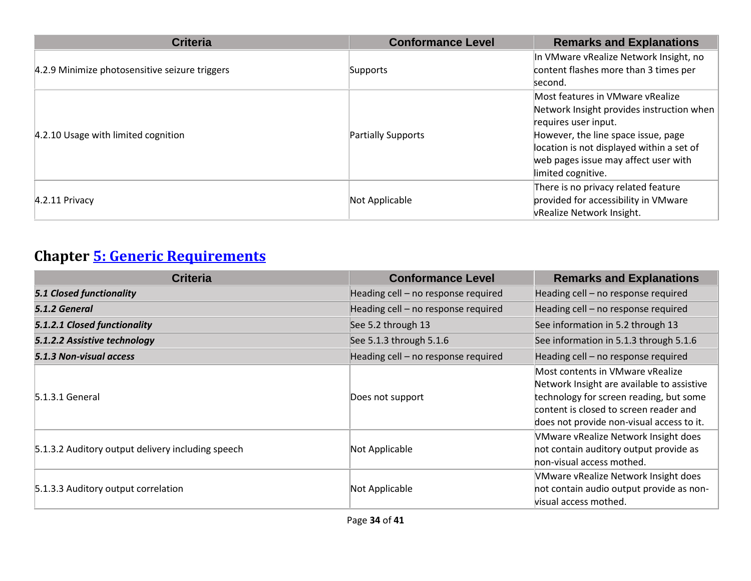| Criteria | Conformance Level | Remarks and Explanations |
| --- | --- | --- |
| 4.2.9 Minimize photosensitive seizure triggers | Supports | In VMware vRealize Network Insight, no content flashes more than 3 times per second. |
| 4.2.10 Usage with limited cognition | Partially Supports | Most features in VMware vRealize Network Insight provides instruction when requires user input. However, the line space issue, page location is not displayed within a set of web pages issue may affect user with limited cognitive. |
| 4.2.11 Privacy | Not Applicable | There is no privacy related feature provided for accessibility in VMware vRealize Network Insight. |

## Chapter [5: Generic Requirements]

| Criteria | Conformance Level | Remarks and Explanations |
| --- | --- | --- |
| ***5.1 Closed functionality*** | Heading cell – no response required | Heading cell – no response required |
| ***5.1.2 General*** | Heading cell – no response required | Heading cell – no response required |
| ***5.1.2.1 Closed functionality*** | See 5.2 through 13 | See information in 5.2 through 13 |
| ***5.1.2.2 Assistive technology*** | See 5.1.3 through 5.1.6 | See information in 5.1.3 through 5.1.6 |
| ***5.1.3 Non-visual access*** | Heading cell – no response required | Heading cell – no response required |
| 5.1.3.1 General | Does not support | Most contents in VMware vRealize Network Insight are available to assistive technology for screen reading, but some content is closed to screen reader and does not provide non-visual access to it. |
| 5.1.3.2 Auditory output delivery including speech | Not Applicable | VMware vRealize Network Insight does not contain auditory output provide as non-visual access mothed. |
| 5.1.3.3 Auditory output correlation | Not Applicable | VMware vRealize Network Insight does not contain audio output provide as non-visual access mothed. |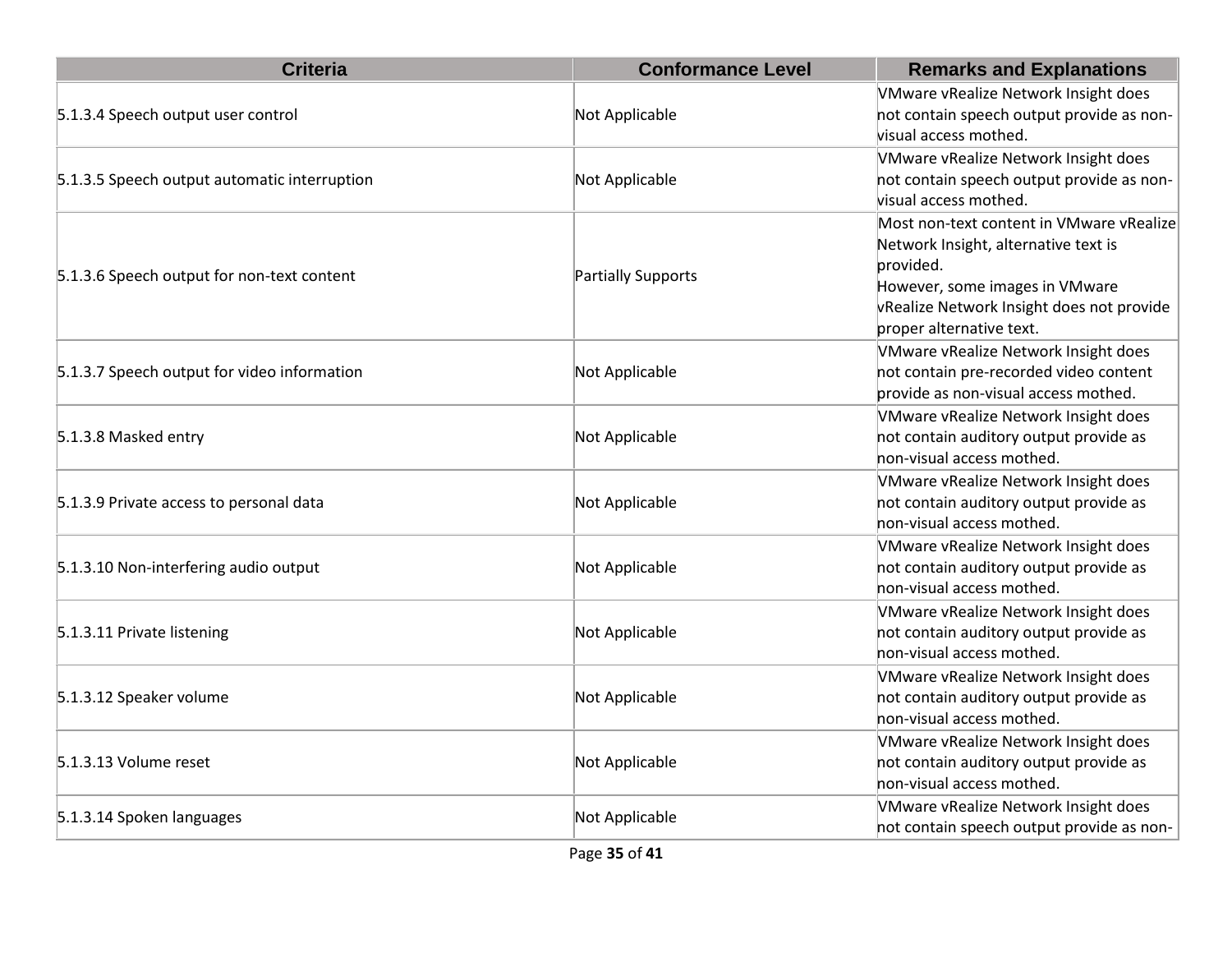| Criteria | Conformance Level | Remarks and Explanations |
| --- | --- | --- |
| 5.1.3.4 Speech output user control | Not Applicable | VMware vRealize Network Insight does not contain speech output provide as non-visual access mothed. |
| 5.1.3.5 Speech output automatic interruption | Not Applicable | VMware vRealize Network Insight does not contain speech output provide as non-visual access mothed. |
| 5.1.3.6 Speech output for non-text content | Partially Supports | Most non-text content in VMware vRealize Network Insight, alternative text is provided.<br>However, some images in VMware vRealize Network Insight does not provide proper alternative text. |
| 5.1.3.7 Speech output for video information | Not Applicable | VMware vRealize Network Insight does not contain pre-recorded video content provide as non-visual access mothed. |
| 5.1.3.8 Masked entry | Not Applicable | VMware vRealize Network Insight does not contain auditory output provide as non-visual access mothed. |
| 5.1.3.9 Private access to personal data | Not Applicable | VMware vRealize Network Insight does not contain auditory output provide as non-visual access mothed. |
| 5.1.3.10 Non-interfering audio output | Not Applicable | VMware vRealize Network Insight does not contain auditory output provide as non-visual access mothed. |
| 5.1.3.11 Private listening | Not Applicable | VMware vRealize Network Insight does not contain auditory output provide as non-visual access mothed. |
| 5.1.3.12 Speaker volume | Not Applicable | VMware vRealize Network Insight does not contain auditory output provide as non-visual access mothed. |
| 5.1.3.13 Volume reset | Not Applicable | VMware vRealize Network Insight does not contain auditory output provide as non-visual access mothed. |
| 5.1.3.14 Spoken languages | Not Applicable | VMware vRealize Network Insight does not contain speech output provide as non- |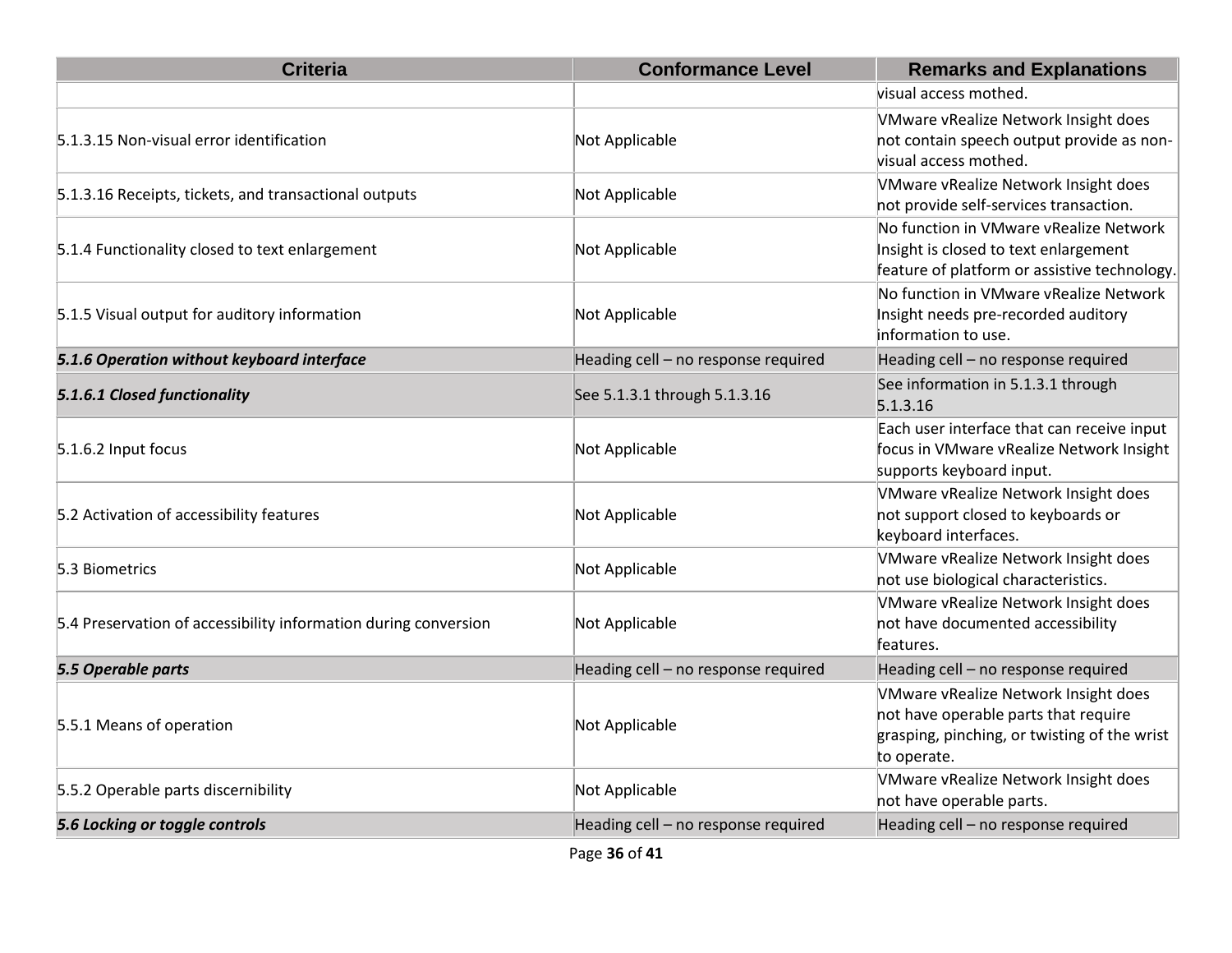| Criteria | Conformance Level | Remarks and Explanations |
| --- | --- | --- |
| | | visual access mothed. |
| 5.1.3.15 Non-visual error identification | Not Applicable | VMware vRealize Network Insight does not contain speech output provide as non-visual access mothed. |
| 5.1.3.16 Receipts, tickets, and transactional outputs | Not Applicable | VMware vRealize Network Insight does not provide self-services transaction. |
| 5.1.4 Functionality closed to text enlargement | Not Applicable | No function in VMware vRealize Network Insight is closed to text enlargement feature of platform or assistive technology. |
| 5.1.5 Visual output for auditory information | Not Applicable | No function in VMware vRealize Network Insight needs pre-recorded auditory information to use. |
| ***5.1.6 Operation without keyboard interface*** | Heading cell – no response required | Heading cell – no response required |
| ***5.1.6.1 Closed functionality*** | See 5.1.3.1 through 5.1.3.16 | See information in 5.1.3.1 through 5.1.3.16 |
| 5.1.6.2 Input focus | Not Applicable | Each user interface that can receive input focus in VMware vRealize Network Insight supports keyboard input. |
| 5.2 Activation of accessibility features | Not Applicable | VMware vRealize Network Insight does not support closed to keyboards or keyboard interfaces. |
| 5.3 Biometrics | Not Applicable | VMware vRealize Network Insight does not use biological characteristics. |
| 5.4 Preservation of accessibility information during conversion | Not Applicable | VMware vRealize Network Insight does not have documented accessibility features. |
| ***5.5 Operable parts*** | Heading cell – no response required | Heading cell – no response required |
| 5.5.1 Means of operation | Not Applicable | VMware vRealize Network Insight does not have operable parts that require grasping, pinching, or twisting of the wrist to operate. |
| 5.5.2 Operable parts discernibility | Not Applicable | VMware vRealize Network Insight does not have operable parts. |
| ***5.6 Locking or toggle controls*** | Heading cell – no response required | Heading cell – no response required |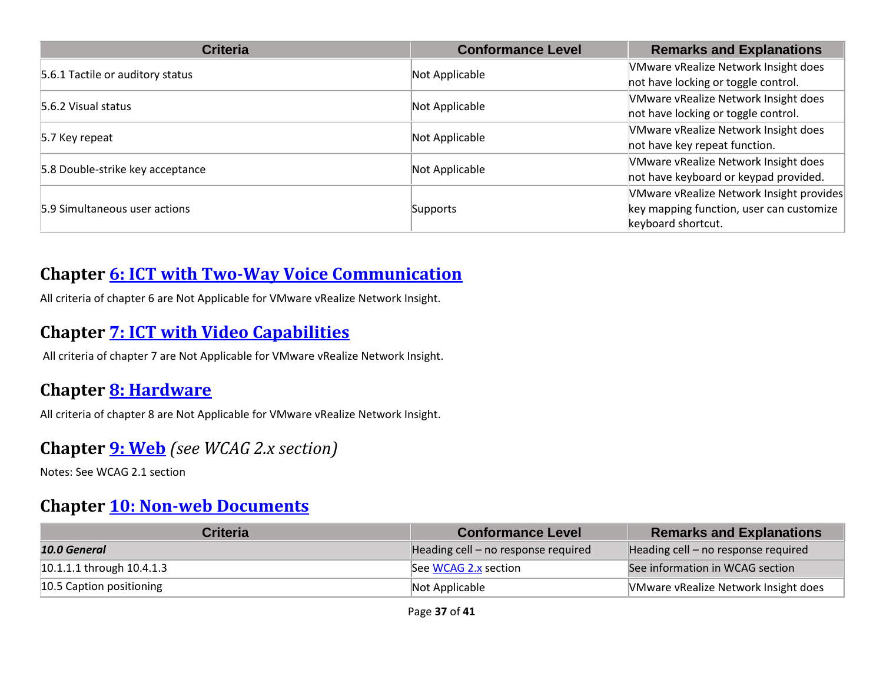| Criteria | Conformance Level | Remarks and Explanations |
|---|---|---|
| 5.6.1 Tactile or auditory status | Not Applicable | VMware vRealize Network Insight does not have locking or toggle control. |
| 5.6.2 Visual status | Not Applicable | VMware vRealize Network Insight does not have locking or toggle control. |
| 5.7 Key repeat | Not Applicable | VMware vRealize Network Insight does not have key repeat function. |
| 5.8 Double-strike key acceptance | Not Applicable | VMware vRealize Network Insight does not have keyboard or keypad provided. |
| 5.9 Simultaneous user actions | Supports | VMware vRealize Network Insight provides key mapping function, user can customize keyboard shortcut. |

## Chapter [6: ICT with Two-Way Voice Communication]

All criteria of chapter 6 are Not Applicable for VMware vRealize Network Insight.

## Chapter [7: ICT with Video Capabilities]

All criteria of chapter 7 are Not Applicable for VMware vRealize Network Insight.

## Chapter [8: Hardware]

All criteria of chapter 8 are Not Applicable for VMware vRealize Network Insight.

## Chapter [9: Web] *(see WCAG 2.x section)*

Notes: See WCAG 2.1 section

## Chapter [10: Non-web Documents]

| Criteria | Conformance Level | Remarks and Explanations |
|---|---|---|
| ***10.0 General*** | Heading cell – no response required | Heading cell – no response required |
| 10.1.1.1 through 10.4.1.3 | See [WCAG 2.x] section | See information in WCAG section |
| 10.5 Caption positioning | Not Applicable | VMware vRealize Network Insight does |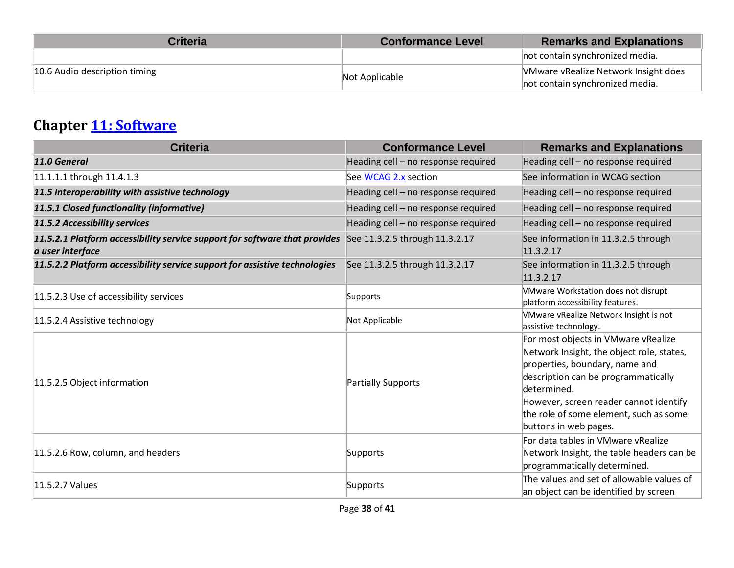| Criteria | Conformance Level | Remarks and Explanations |
|---|---|---|
| | | not contain synchronized media. |
| 10.6 Audio description timing | Not Applicable | VMware vRealize Network Insight does not contain synchronized media. |

## Chapter [11: Software]

| Criteria | Conformance Level | Remarks and Explanations |
|---|---|---|
| ***11.0 General*** | Heading cell – no response required | Heading cell – no response required |
| 11.1.1.1 through 11.4.1.3 | See [WCAG 2.x] section | See information in WCAG section |
| ***11.5 Interoperability with assistive technology*** | Heading cell – no response required | Heading cell – no response required |
| ***11.5.1 Closed functionality (informative)*** | Heading cell – no response required | Heading cell – no response required |
| ***11.5.2 Accessibility services*** | Heading cell – no response required | Heading cell – no response required |
| ***11.5.2.1 Platform accessibility service support for software that provides a user interface*** | See 11.3.2.5 through 11.3.2.17 | See information in 11.3.2.5 through 11.3.2.17 |
| ***11.5.2.2 Platform accessibility service support for assistive technologies*** | See 11.3.2.5 through 11.3.2.17 | See information in 11.3.2.5 through 11.3.2.17 |
| 11.5.2.3 Use of accessibility services | Supports | VMware Workstation does not disrupt platform accessibility features. |
| 11.5.2.4 Assistive technology | Not Applicable | VMware vRealize Network Insight is not assistive technology. |
| 11.5.2.5 Object information | Partially Supports | For most objects in VMware vRealize Network Insight, the object role, states, properties, boundary, name and description can be programmatically determined.<br>However, screen reader cannot identify the role of some element, such as some buttons in web pages. |
| 11.5.2.6 Row, column, and headers | Supports | For data tables in VMware vRealize Network Insight, the table headers can be programmatically determined. |
| 11.5.2.7 Values | Supports | The values and set of allowable values of an object can be identified by screen |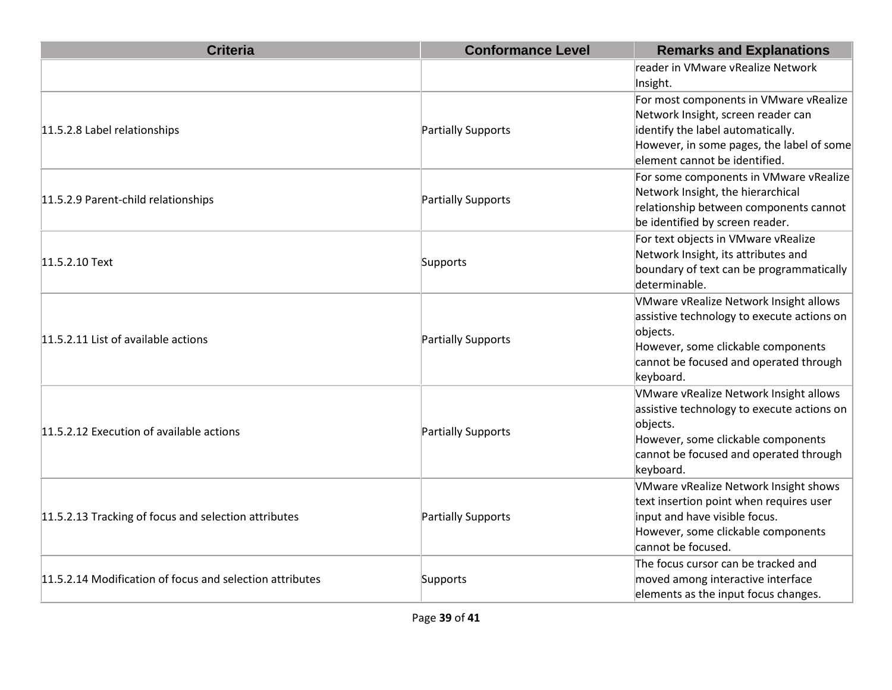| Criteria | Conformance Level | Remarks and Explanations |
|---|---|---|
| | | reader in VMware vRealize Network Insight. |
| 11.5.2.8 Label relationships | Partially Supports | For most components in VMware vRealize Network Insight, screen reader can identify the label automatically. However, in some pages, the label of some element cannot be identified. |
| 11.5.2.9 Parent-child relationships | Partially Supports | For some components in VMware vRealize Network Insight, the hierarchical relationship between components cannot be identified by screen reader. |
| 11.5.2.10 Text | Supports | For text objects in VMware vRealize Network Insight, its attributes and boundary of text can be programmatically determinable. |
| 11.5.2.11 List of available actions | Partially Supports | VMware vRealize Network Insight allows assistive technology to execute actions on objects. However, some clickable components cannot be focused and operated through keyboard. |
| 11.5.2.12 Execution of available actions | Partially Supports | VMware vRealize Network Insight allows assistive technology to execute actions on objects. However, some clickable components cannot be focused and operated through keyboard. |
| 11.5.2.13 Tracking of focus and selection attributes | Partially Supports | VMware vRealize Network Insight shows text insertion point when requires user input and have visible focus. However, some clickable components cannot be focused. |
| 11.5.2.14 Modification of focus and selection attributes | Supports | The focus cursor can be tracked and moved among interactive interface elements as the input focus changes. |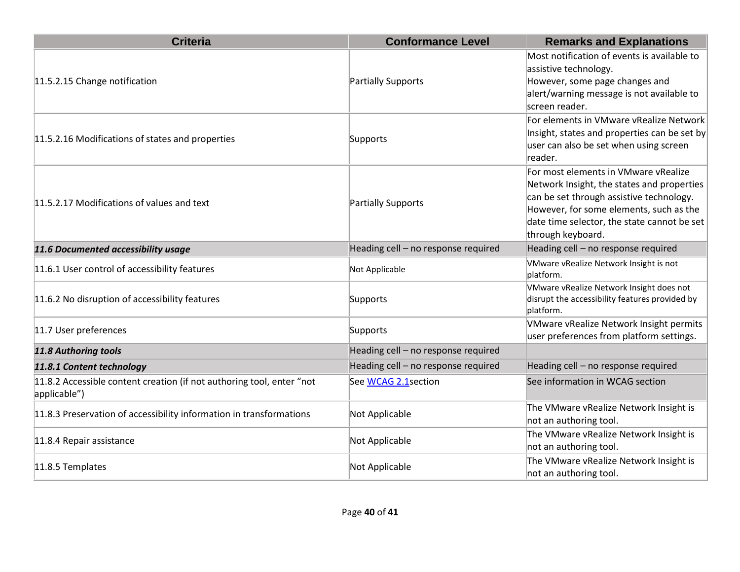| Criteria | Conformance Level | Remarks and Explanations |
| --- | --- | --- |
| 11.5.2.15 Change notification | Partially Supports | Most notification of events is available to assistive technology.<br>However, some page changes and alert/warning message is not available to screen reader. |
| 11.5.2.16 Modifications of states and properties | Supports | For elements in VMware vRealize Network Insight, states and properties can be set by user can also be set when using screen reader. |
| 11.5.2.17 Modifications of values and text | Partially Supports | For most elements in VMware vRealize Network Insight, the states and properties can be set through assistive technology. However, for some elements, such as the date time selector, the state cannot be set through keyboard. |
| ***11.6 Documented accessibility usage*** | Heading cell – no response required | Heading cell – no response required |
| 11.6.1 User control of accessibility features | Not Applicable | VMware vRealize Network Insight is not platform. |
| 11.6.2 No disruption of accessibility features | Supports | VMware vRealize Network Insight does not disrupt the accessibility features provided by platform. |
| 11.7 User preferences | Supports | VMware vRealize Network Insight permits user preferences from platform settings. |
| ***11.8 Authoring tools*** | Heading cell – no response required | |
| ***11.8.1 Content technology*** | Heading cell – no response required | Heading cell – no response required |
| 11.8.2 Accessible content creation (if not authoring tool, enter "not applicable") | See WCAG 2.1section | See information in WCAG section |
| 11.8.3 Preservation of accessibility information in transformations | Not Applicable | The VMware vRealize Network Insight is not an authoring tool. |
| 11.8.4 Repair assistance | Not Applicable | The VMware vRealize Network Insight is not an authoring tool. |
| 11.8.5 Templates | Not Applicable | The VMware vRealize Network Insight is not an authoring tool. |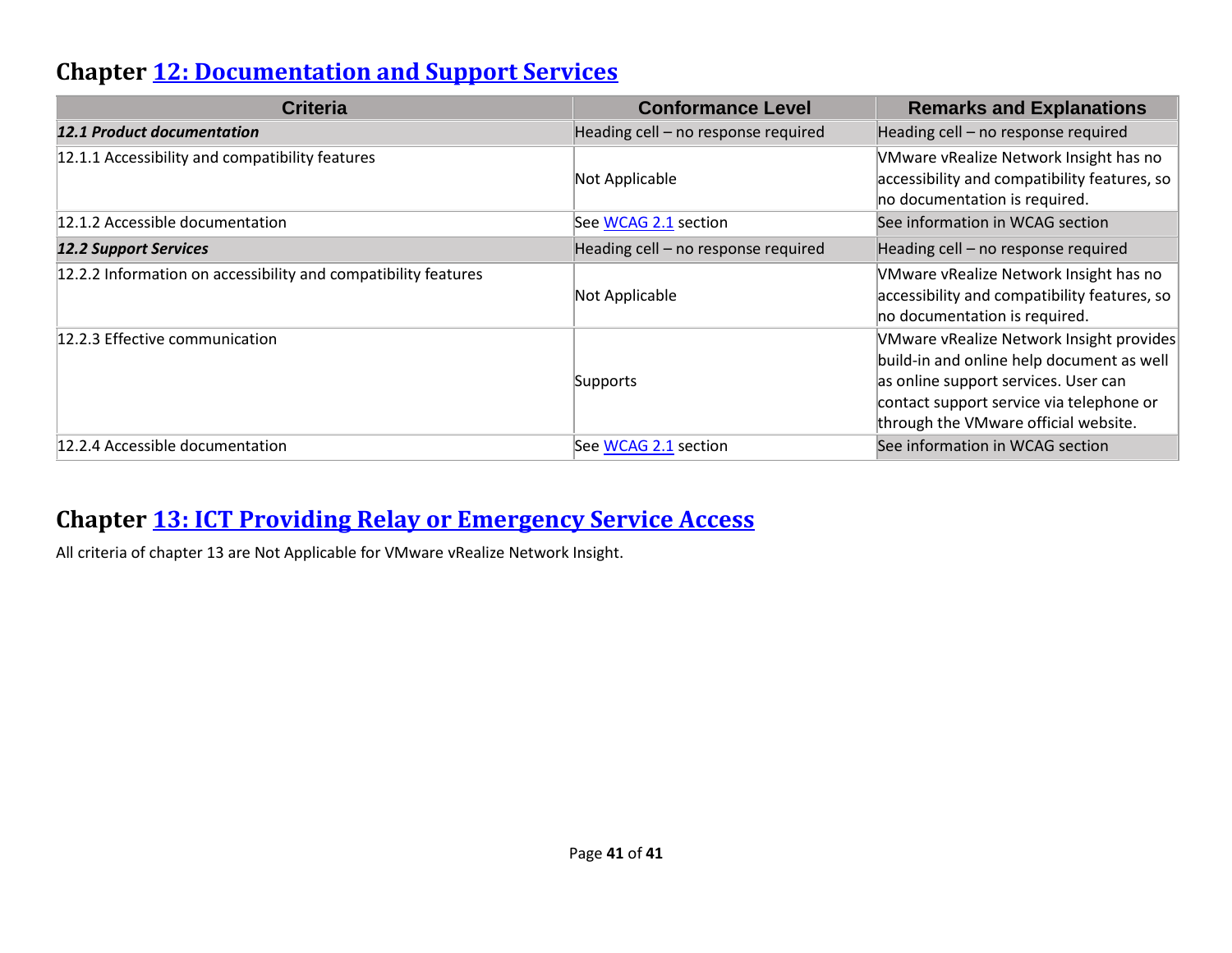## Chapter [12: Documentation and Support Services]

| Criteria | Conformance Level | Remarks and Explanations |
| --- | --- | --- |
| ***12.1 Product documentation*** | Heading cell – no response required | Heading cell – no response required |
| 12.1.1 Accessibility and compatibility features | Not Applicable | VMware vRealize Network Insight has no accessibility and compatibility features, so no documentation is required. |
| 12.1.2 Accessible documentation | See WCAG 2.1 section | See information in WCAG section |
| ***12.2 Support Services*** | Heading cell – no response required | Heading cell – no response required |
| 12.2.2 Information on accessibility and compatibility features | Not Applicable | VMware vRealize Network Insight has no accessibility and compatibility features, so no documentation is required. |
| 12.2.3 Effective communication | Supports | VMware vRealize Network Insight provides build-in and online help document as well as online support services. User can contact support service via telephone or through the VMware official website. |
| 12.2.4 Accessible documentation | See WCAG 2.1 section | See information in WCAG section |

## Chapter [13: ICT Providing Relay or Emergency Service Access]

All criteria of chapter 13 are Not Applicable for VMware vRealize Network Insight.